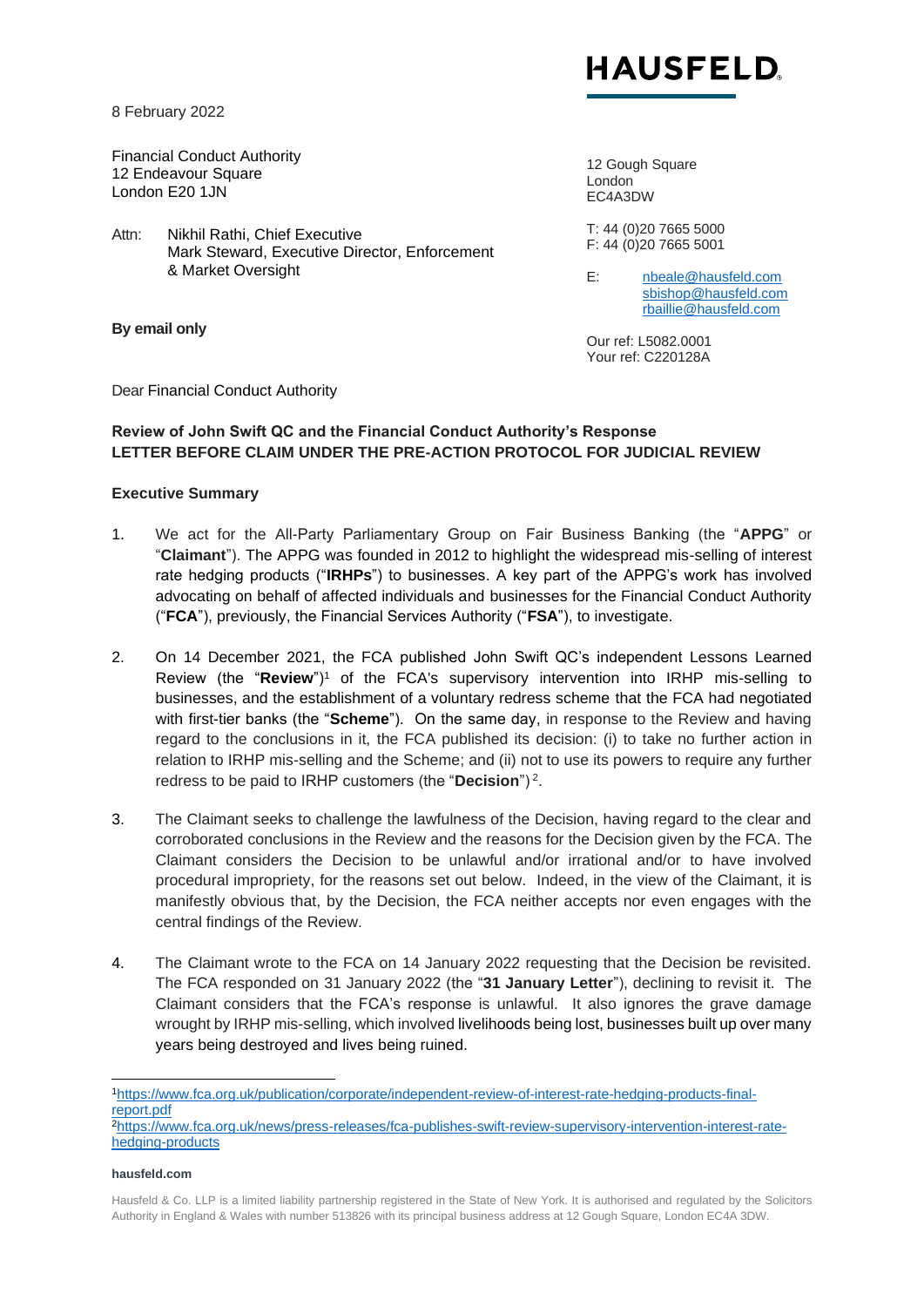**HAUSFELD**

8 February 2022

Financial Conduct Authority
12 Endeavour Square
London E20 1JN

Attn: Nikhil Rathi, Chief Executive
Mark Steward, Executive Director, Enforcement & Market Oversight

**By email only**

12 Gough Square
London
EC4A3DW

T: 44 (0)20 7665 5000
F: 44 (0)20 7665 5001

E: nbeale@hausfeld.com
sbishop@hausfeld.com
rbaillie@hausfeld.com

Our ref: L5082.0001
Your ref: C220128A

Dear Financial Conduct Authority

**Review of John Swift QC and the Financial Conduct Authority's Response**
**LETTER BEFORE CLAIM UNDER THE PRE-ACTION PROTOCOL FOR JUDICIAL REVIEW**

**Executive Summary**

1. We act for the All-Party Parliamentary Group on Fair Business Banking (the "**APPG**" or "**Claimant**"). The APPG was founded in 2012 to highlight the widespread mis-selling of interest rate hedging products ("**IRHPs**") to businesses. A key part of the APPG's work has involved advocating on behalf of affected individuals and businesses for the Financial Conduct Authority ("**FCA**"), previously, the Financial Services Authority ("**FSA**"), to investigate.

2. On 14 December 2021, the FCA published John Swift QC's independent Lessons Learned Review (the "**Review**")[1] of the FCA's supervisory intervention into IRHP mis-selling to businesses, and the establishment of a voluntary redress scheme that the FCA had negotiated with first-tier banks (the "**Scheme**"). On the same day, in response to the Review and having regard to the conclusions in it, the FCA published its decision: (i) to take no further action in relation to IRHP mis-selling and the Scheme; and (ii) not to use its powers to require any further redress to be paid to IRHP customers (the "**Decision**")[2].

3. The Claimant seeks to challenge the lawfulness of the Decision, having regard to the clear and corroborated conclusions in the Review and the reasons for the Decision given by the FCA. The Claimant considers the Decision to be unlawful and/or irrational and/or to have involved procedural impropriety, for the reasons set out below. Indeed, in the view of the Claimant, it is manifestly obvious that, by the Decision, the FCA neither accepts nor even engages with the central findings of the Review.

4. The Claimant wrote to the FCA on 14 January 2022 requesting that the Decision be revisited. The FCA responded on 31 January 2022 (the "**31 January Letter**"), declining to revisit it. The Claimant considers that the FCA's response is unlawful. It also ignores the grave damage wrought by IRHP mis-selling, which involved livelihoods being lost, businesses built up over many years being destroyed and lives being ruined.

---

[1] https://www.fca.org.uk/publication/corporate/independent-review-of-interest-rate-hedging-products-final-report.pdf

[2] https://www.fca.org.uk/news/press-releases/fca-publishes-swift-review-supervisory-intervention-interest-rate-hedging-products

**hausfeld.com**

Hausfeld & Co. LLP is a limited liability partnership registered in the State of New York. It is authorised and regulated by the Solicitors Authority in England & Wales with number 513826 with its principal business address at 12 Gough Square, London EC4A 3DW.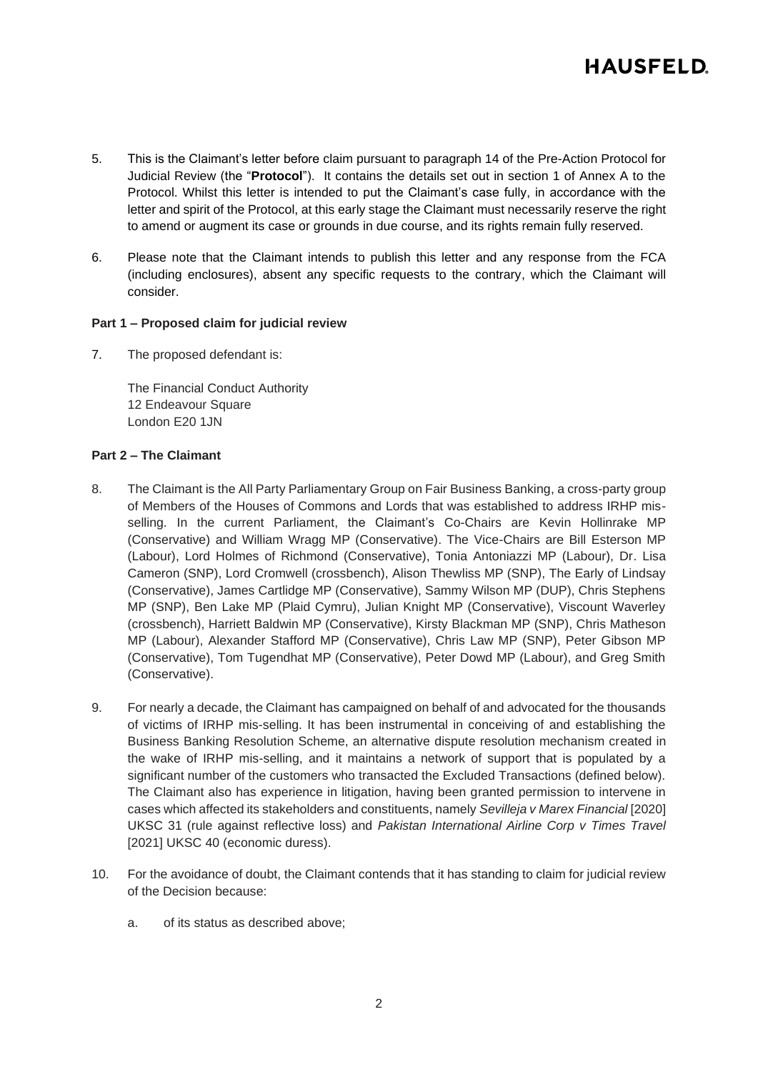5. This is the Claimant's letter before claim pursuant to paragraph 14 of the Pre-Action Protocol for Judicial Review (the "**Protocol**"). It contains the details set out in section 1 of Annex A to the Protocol. Whilst this letter is intended to put the Claimant's case fully, in accordance with the letter and spirit of the Protocol, at this early stage the Claimant must necessarily reserve the right to amend or augment its case or grounds in due course, and its rights remain fully reserved.

6. Please note that the Claimant intends to publish this letter and any response from the FCA (including enclosures), absent any specific requests to the contrary, which the Claimant will consider.

**Part 1 – Proposed claim for judicial review**

7. The proposed defendant is:

   The Financial Conduct Authority
   12 Endeavour Square
   London E20 1JN

**Part 2 – The Claimant**

8. The Claimant is the All Party Parliamentary Group on Fair Business Banking, a cross-party group of Members of the Houses of Commons and Lords that was established to address IRHP mis-selling. In the current Parliament, the Claimant's Co-Chairs are Kevin Hollinrake MP (Conservative) and William Wragg MP (Conservative). The Vice-Chairs are Bill Esterson MP (Labour), Lord Holmes of Richmond (Conservative), Tonia Antoniazzi MP (Labour), Dr. Lisa Cameron (SNP), Lord Cromwell (crossbench), Alison Thewliss MP (SNP), The Early of Lindsay (Conservative), James Cartlidge MP (Conservative), Sammy Wilson MP (DUP), Chris Stephens MP (SNP), Ben Lake MP (Plaid Cymru), Julian Knight MP (Conservative), Viscount Waverley (crossbench), Harriett Baldwin MP (Conservative), Kirsty Blackman MP (SNP), Chris Matheson MP (Labour), Alexander Stafford MP (Conservative), Chris Law MP (SNP), Peter Gibson MP (Conservative), Tom Tugendhat MP (Conservative), Peter Dowd MP (Labour), and Greg Smith (Conservative).

9. For nearly a decade, the Claimant has campaigned on behalf of and advocated for the thousands of victims of IRHP mis-selling. It has been instrumental in conceiving of and establishing the Business Banking Resolution Scheme, an alternative dispute resolution mechanism created in the wake of IRHP mis-selling, and it maintains a network of support that is populated by a significant number of the customers who transacted the Excluded Transactions (defined below). The Claimant also has experience in litigation, having been granted permission to intervene in cases which affected its stakeholders and constituents, namely *Sevilleja v Marex Financial* [2020] UKSC 31 (rule against reflective loss) and *Pakistan International Airline Corp v Times Travel* [2021] UKSC 40 (economic duress).

10. For the avoidance of doubt, the Claimant contends that it has standing to claim for judicial review of the Decision because:

    a. of its status as described above;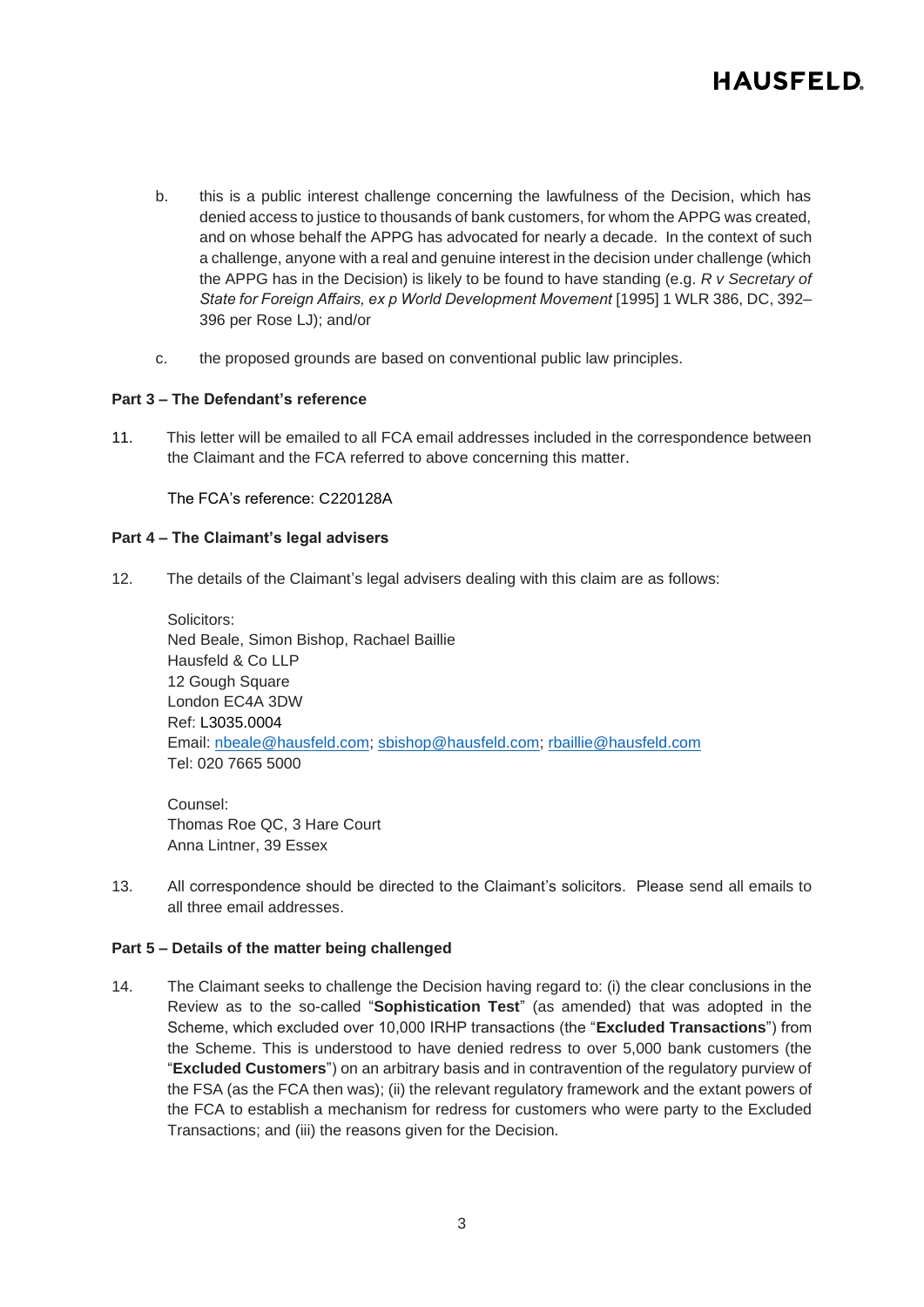b. this is a public interest challenge concerning the lawfulness of the Decision, which has denied access to justice to thousands of bank customers, for whom the APPG was created, and on whose behalf the APPG has advocated for nearly a decade. In the context of such a challenge, anyone with a real and genuine interest in the decision under challenge (which the APPG has in the Decision) is likely to be found to have standing (e.g. *R v Secretary of State for Foreign Affairs, ex p World Development Movement* [1995] 1 WLR 386, DC, 392–396 per Rose LJ); and/or

c. the proposed grounds are based on conventional public law principles.

**Part 3 – The Defendant's reference**

11. This letter will be emailed to all FCA email addresses included in the correspondence between the Claimant and the FCA referred to above concerning this matter.

The FCA's reference: C220128A

**Part 4 – The Claimant's legal advisers**

12. The details of the Claimant's legal advisers dealing with this claim are as follows:

Solicitors:
Ned Beale, Simon Bishop, Rachael Baillie
Hausfeld & Co LLP
12 Gough Square
London EC4A 3DW
Ref: L3035.0004
Email: nbeale@hausfeld.com; sbishop@hausfeld.com; rbaillie@hausfeld.com
Tel: 020 7665 5000

Counsel:
Thomas Roe QC, 3 Hare Court
Anna Lintner, 39 Essex

13. All correspondence should be directed to the Claimant's solicitors. Please send all emails to all three email addresses.

**Part 5 – Details of the matter being challenged**

14. The Claimant seeks to challenge the Decision having regard to: (i) the clear conclusions in the Review as to the so-called "**Sophistication Test**" (as amended) that was adopted in the Scheme, which excluded over 10,000 IRHP transactions (the "**Excluded Transactions**") from the Scheme. This is understood to have denied redress to over 5,000 bank customers (the "**Excluded Customers**") on an arbitrary basis and in contravention of the regulatory purview of the FSA (as the FCA then was); (ii) the relevant regulatory framework and the extant powers of the FCA to establish a mechanism for redress for customers who were party to the Excluded Transactions; and (iii) the reasons given for the Decision.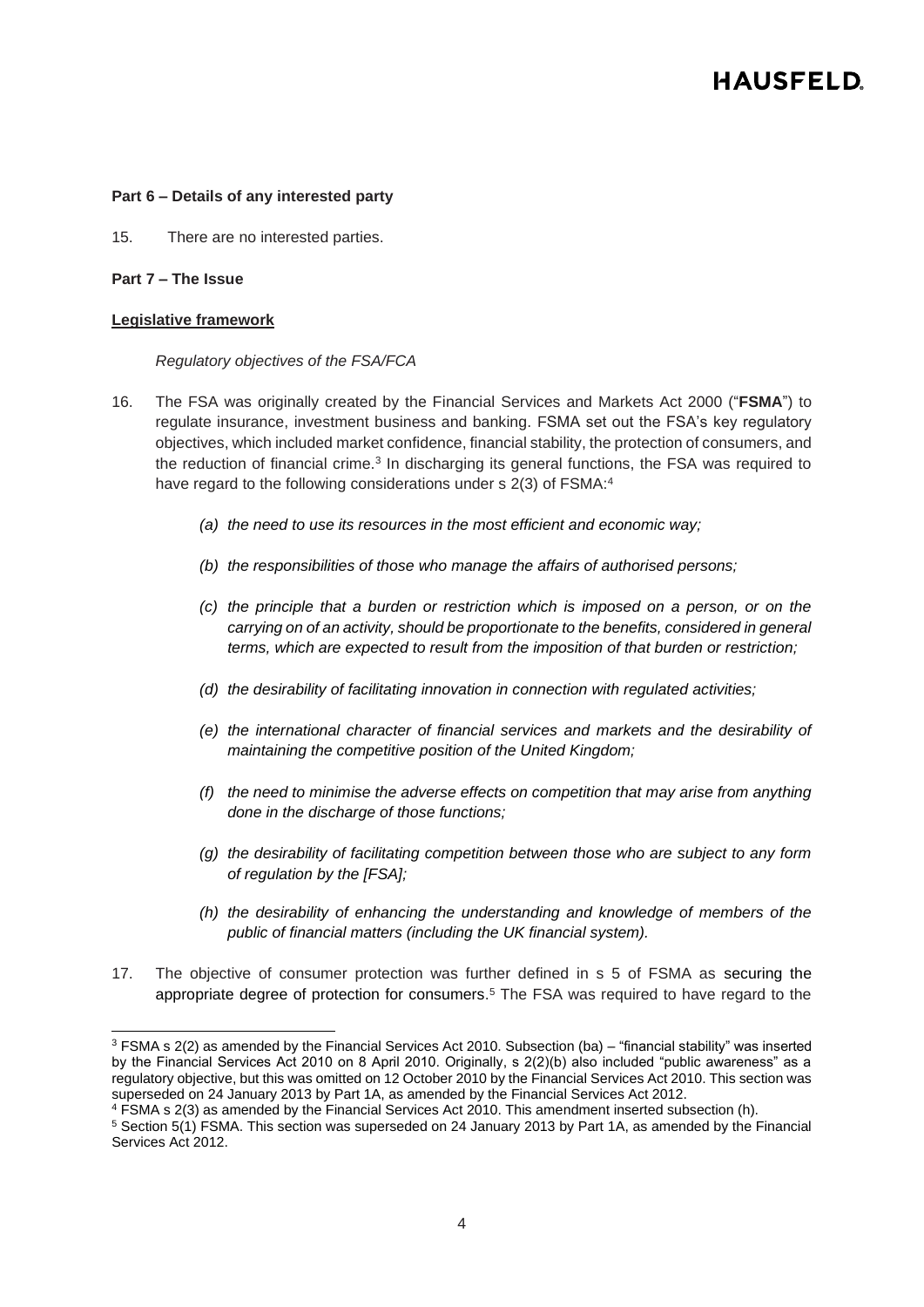**Part 6 – Details of any interested party**

15. There are no interested parties.

**Part 7 – The Issue**

**Legislative framework**

*Regulatory objectives of the FSA/FCA*

16. The FSA was originally created by the Financial Services and Markets Act 2000 ("**FSMA**") to regulate insurance, investment business and banking. FSMA set out the FSA's key regulatory objectives, which included market confidence, financial stability, the protection of consumers, and the reduction of financial crime.[3] In discharging its general functions, the FSA was required to have regard to the following considerations under s 2(3) of FSMA:[4]

    *(a) the need to use its resources in the most efficient and economic way;*

    *(b) the responsibilities of those who manage the affairs of authorised persons;*

    *(c) the principle that a burden or restriction which is imposed on a person, or on the carrying on of an activity, should be proportionate to the benefits, considered in general terms, which are expected to result from the imposition of that burden or restriction;*

    *(d) the desirability of facilitating innovation in connection with regulated activities;*

    *(e) the international character of financial services and markets and the desirability of maintaining the competitive position of the United Kingdom;*

    *(f) the need to minimise the adverse effects on competition that may arise from anything done in the discharge of those functions;*

    *(g) the desirability of facilitating competition between those who are subject to any form of regulation by the [FSA];*

    *(h) the desirability of enhancing the understanding and knowledge of members of the public of financial matters (including the UK financial system).*

17. The objective of consumer protection was further defined in s 5 of FSMA as securing the appropriate degree of protection for consumers.[5] The FSA was required to have regard to the

---

[3] FSMA s 2(2) as amended by the Financial Services Act 2010. Subsection (ba) – "financial stability" was inserted by the Financial Services Act 2010 on 8 April 2010. Originally, s 2(2)(b) also included "public awareness" as a regulatory objective, but this was omitted on 12 October 2010 by the Financial Services Act 2010. This section was superseded on 24 January 2013 by Part 1A, as amended by the Financial Services Act 2012.

[4] FSMA s 2(3) as amended by the Financial Services Act 2010. This amendment inserted subsection (h).

[5] Section 5(1) FSMA. This section was superseded on 24 January 2013 by Part 1A, as amended by the Financial Services Act 2012.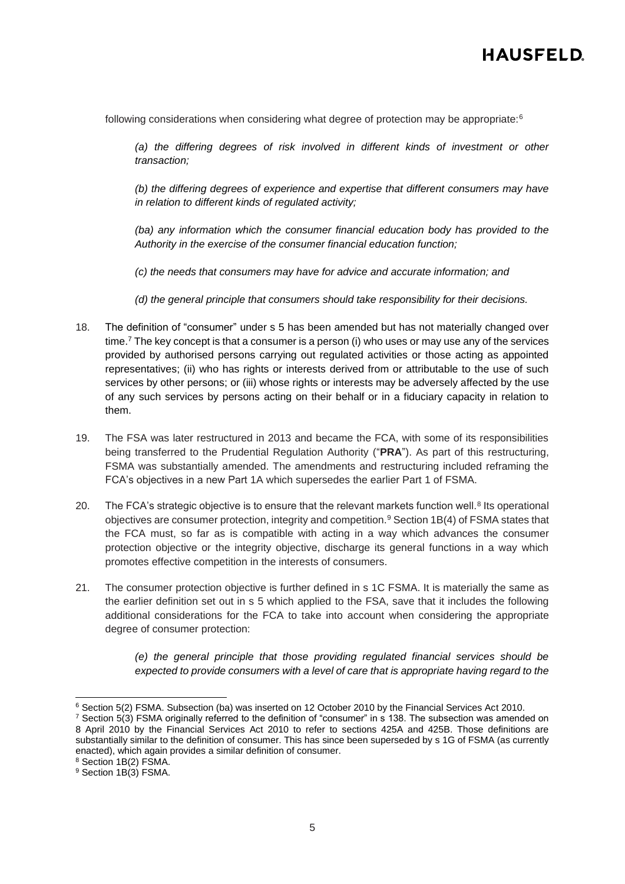following considerations when considering what degree of protection may be appropriate:[6]

> *(a) the differing degrees of risk involved in different kinds of investment or other transaction;*
>
> *(b) the differing degrees of experience and expertise that different consumers may have in relation to different kinds of regulated activity;*
>
> *(ba) any information which the consumer financial education body has provided to the Authority in the exercise of the consumer financial education function;*
>
> *(c) the needs that consumers may have for advice and accurate information; and*
>
> *(d) the general principle that consumers should take responsibility for their decisions.*

18. The definition of "consumer" under s 5 has been amended but has not materially changed over time.[7] The key concept is that a consumer is a person (i) who uses or may use any of the services provided by authorised persons carrying out regulated activities or those acting as appointed representatives; (ii) who has rights or interests derived from or attributable to the use of such services by other persons; or (iii) whose rights or interests may be adversely affected by the use of any such services by persons acting on their behalf or in a fiduciary capacity in relation to them.

19. The FSA was later restructured in 2013 and became the FCA, with some of its responsibilities being transferred to the Prudential Regulation Authority ("**PRA**"). As part of this restructuring, FSMA was substantially amended. The amendments and restructuring included reframing the FCA's objectives in a new Part 1A which supersedes the earlier Part 1 of FSMA.

20. The FCA's strategic objective is to ensure that the relevant markets function well.[8] Its operational objectives are consumer protection, integrity and competition.[9] Section 1B(4) of FSMA states that the FCA must, so far as is compatible with acting in a way which advances the consumer protection objective or the integrity objective, discharge its general functions in a way which promotes effective competition in the interests of consumers.

21. The consumer protection objective is further defined in s 1C FSMA. It is materially the same as the earlier definition set out in s 5 which applied to the FSA, save that it includes the following additional considerations for the FCA to take into account when considering the appropriate degree of consumer protection:

> *(e) the general principle that those providing regulated financial services should be expected to provide consumers with a level of care that is appropriate having regard to the*

---

[6] Section 5(2) FSMA. Subsection (ba) was inserted on 12 October 2010 by the Financial Services Act 2010.

[7] Section 5(3) FSMA originally referred to the definition of "consumer" in s 138. The subsection was amended on 8 April 2010 by the Financial Services Act 2010 to refer to sections 425A and 425B. Those definitions are substantially similar to the definition of consumer. This has since been superseded by s 1G of FSMA (as currently enacted), which again provides a similar definition of consumer.

[8] Section 1B(2) FSMA.

[9] Section 1B(3) FSMA.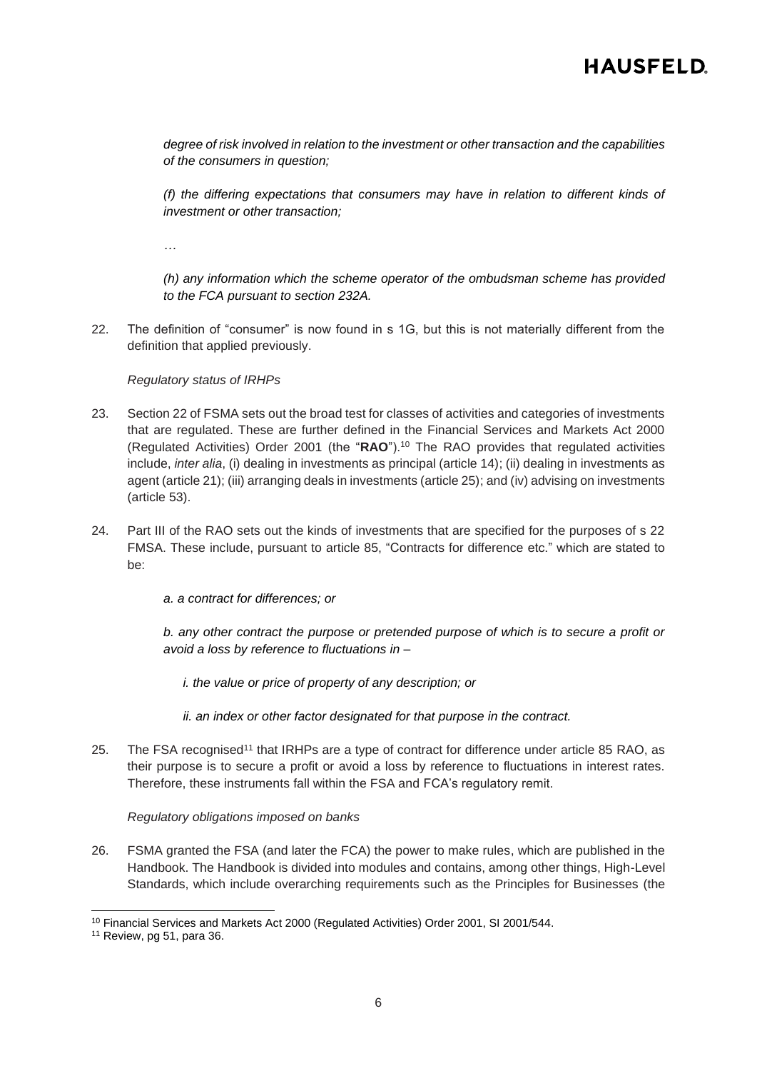*degree of risk involved in relation to the investment or other transaction and the capabilities of the consumers in question;*

*(f) the differing expectations that consumers may have in relation to different kinds of investment or other transaction;*

*…*

*(h) any information which the scheme operator of the ombudsman scheme has provided to the FCA pursuant to section 232A.*

22. The definition of "consumer" is now found in s 1G, but this is not materially different from the definition that applied previously.

*Regulatory status of IRHPs*

23. Section 22 of FSMA sets out the broad test for classes of activities and categories of investments that are regulated. These are further defined in the Financial Services and Markets Act 2000 (Regulated Activities) Order 2001 (the "**RAO**").[10] The RAO provides that regulated activities include, *inter alia*, (i) dealing in investments as principal (article 14); (ii) dealing in investments as agent (article 21); (iii) arranging deals in investments (article 25); and (iv) advising on investments (article 53).

24. Part III of the RAO sets out the kinds of investments that are specified for the purposes of s 22 FMSA. These include, pursuant to article 85, "Contracts for difference etc." which are stated to be:

    *a. a contract for differences; or*

    *b. any other contract the purpose or pretended purpose of which is to secure a profit or avoid a loss by reference to fluctuations in –*

    *i. the value or price of property of any description; or*

    *ii. an index or other factor designated for that purpose in the contract.*

25. The FSA recognised[11] that IRHPs are a type of contract for difference under article 85 RAO, as their purpose is to secure a profit or avoid a loss by reference to fluctuations in interest rates. Therefore, these instruments fall within the FSA and FCA's regulatory remit.

*Regulatory obligations imposed on banks*

26. FSMA granted the FSA (and later the FCA) the power to make rules, which are published in the Handbook. The Handbook is divided into modules and contains, among other things, High-Level Standards, which include overarching requirements such as the Principles for Businesses (the

---

[10] Financial Services and Markets Act 2000 (Regulated Activities) Order 2001, SI 2001/544.

[11] Review, pg 51, para 36.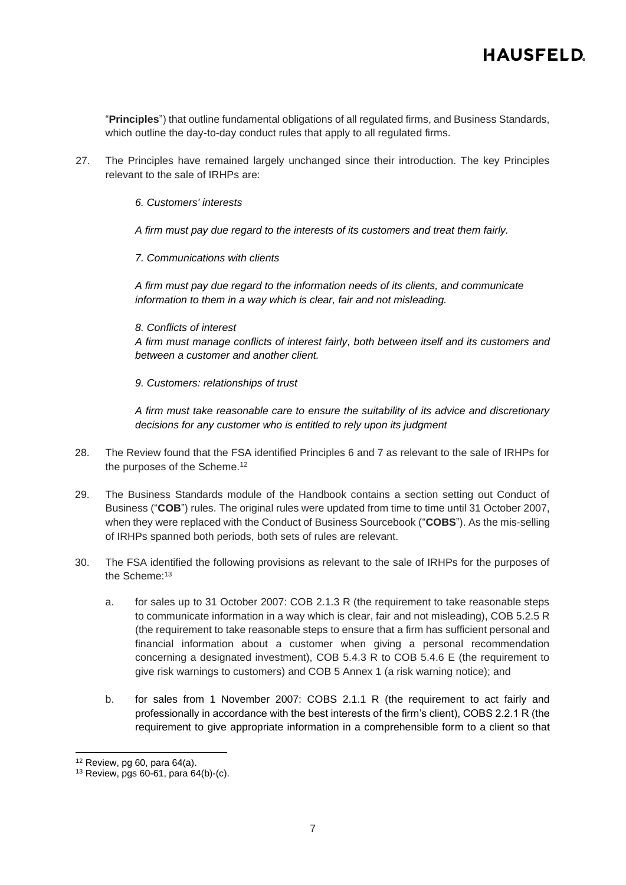"**Principles**") that outline fundamental obligations of all regulated firms, and Business Standards, which outline the day-to-day conduct rules that apply to all regulated firms.

27. The Principles have remained largely unchanged since their introduction. The key Principles relevant to the sale of IRHPs are:

    *6. Customers' interests*

    *A firm must pay due regard to the interests of its customers and treat them fairly.*

    *7. Communications with clients*

    *A firm must pay due regard to the information needs of its clients, and communicate information to them in a way which is clear, fair and not misleading.*

    *8. Conflicts of interest*
    *A firm must manage conflicts of interest fairly, both between itself and its customers and between a customer and another client.*

    *9. Customers: relationships of trust*

    *A firm must take reasonable care to ensure the suitability of its advice and discretionary decisions for any customer who is entitled to rely upon its judgment*

28. The Review found that the FSA identified Principles 6 and 7 as relevant to the sale of IRHPs for the purposes of the Scheme.[12]

29. The Business Standards module of the Handbook contains a section setting out Conduct of Business ("**COB**") rules. The original rules were updated from time to time until 31 October 2007, when they were replaced with the Conduct of Business Sourcebook ("**COBS**"). As the mis-selling of IRHPs spanned both periods, both sets of rules are relevant.

30. The FSA identified the following provisions as relevant to the sale of IRHPs for the purposes of the Scheme:[13]

    a. for sales up to 31 October 2007: COB 2.1.3 R (the requirement to take reasonable steps to communicate information in a way which is clear, fair and not misleading), COB 5.2.5 R (the requirement to take reasonable steps to ensure that a firm has sufficient personal and financial information about a customer when giving a personal recommendation concerning a designated investment), COB 5.4.3 R to COB 5.4.6 E (the requirement to give risk warnings to customers) and COB 5 Annex 1 (a risk warning notice); and

    b. for sales from 1 November 2007: COBS 2.1.1 R (the requirement to act fairly and professionally in accordance with the best interests of the firm's client), COBS 2.2.1 R (the requirement to give appropriate information in a comprehensible form to a client so that

---

[12] Review, pg 60, para 64(a).

[13] Review, pgs 60-61, para 64(b)-(c).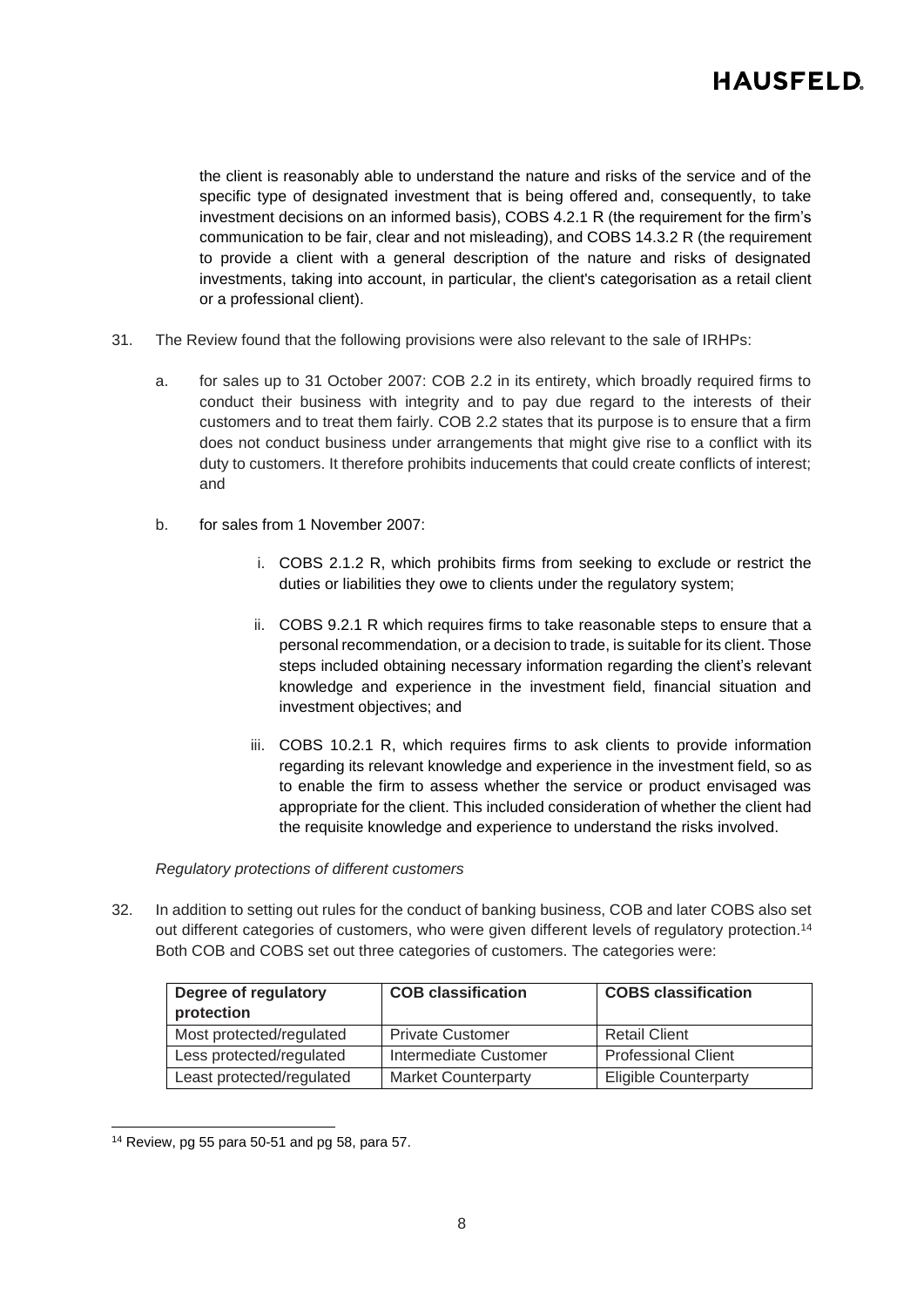the client is reasonably able to understand the nature and risks of the service and of the specific type of designated investment that is being offered and, consequently, to take investment decisions on an informed basis), COBS 4.2.1 R (the requirement for the firm's communication to be fair, clear and not misleading), and COBS 14.3.2 R (the requirement to provide a client with a general description of the nature and risks of designated investments, taking into account, in particular, the client's categorisation as a retail client or a professional client).

31. The Review found that the following provisions were also relevant to the sale of IRHPs:

    a. for sales up to 31 October 2007: COB 2.2 in its entirety, which broadly required firms to conduct their business with integrity and to pay due regard to the interests of their customers and to treat them fairly. COB 2.2 states that its purpose is to ensure that a firm does not conduct business under arrangements that might give rise to a conflict with its duty to customers. It therefore prohibits inducements that could create conflicts of interest; and

    b. for sales from 1 November 2007:

        i. COBS 2.1.2 R, which prohibits firms from seeking to exclude or restrict the duties or liabilities they owe to clients under the regulatory system;

        ii. COBS 9.2.1 R which requires firms to take reasonable steps to ensure that a personal recommendation, or a decision to trade, is suitable for its client. Those steps included obtaining necessary information regarding the client's relevant knowledge and experience in the investment field, financial situation and investment objectives; and

        iii. COBS 10.2.1 R, which requires firms to ask clients to provide information regarding its relevant knowledge and experience in the investment field, so as to enable the firm to assess whether the service or product envisaged was appropriate for the client. This included consideration of whether the client had the requisite knowledge and experience to understand the risks involved.

*Regulatory protections of different customers*

32. In addition to setting out rules for the conduct of banking business, COB and later COBS also set out different categories of customers, who were given different levels of regulatory protection.[14] Both COB and COBS set out three categories of customers. The categories were:

| Degree of regulatory protection | COB classification | COBS classification |
|---|---|---|
| Most protected/regulated | Private Customer | Retail Client |
| Less protected/regulated | Intermediate Customer | Professional Client |
| Least protected/regulated | Market Counterparty | Eligible Counterparty |

[14] Review, pg 55 para 50-51 and pg 58, para 57.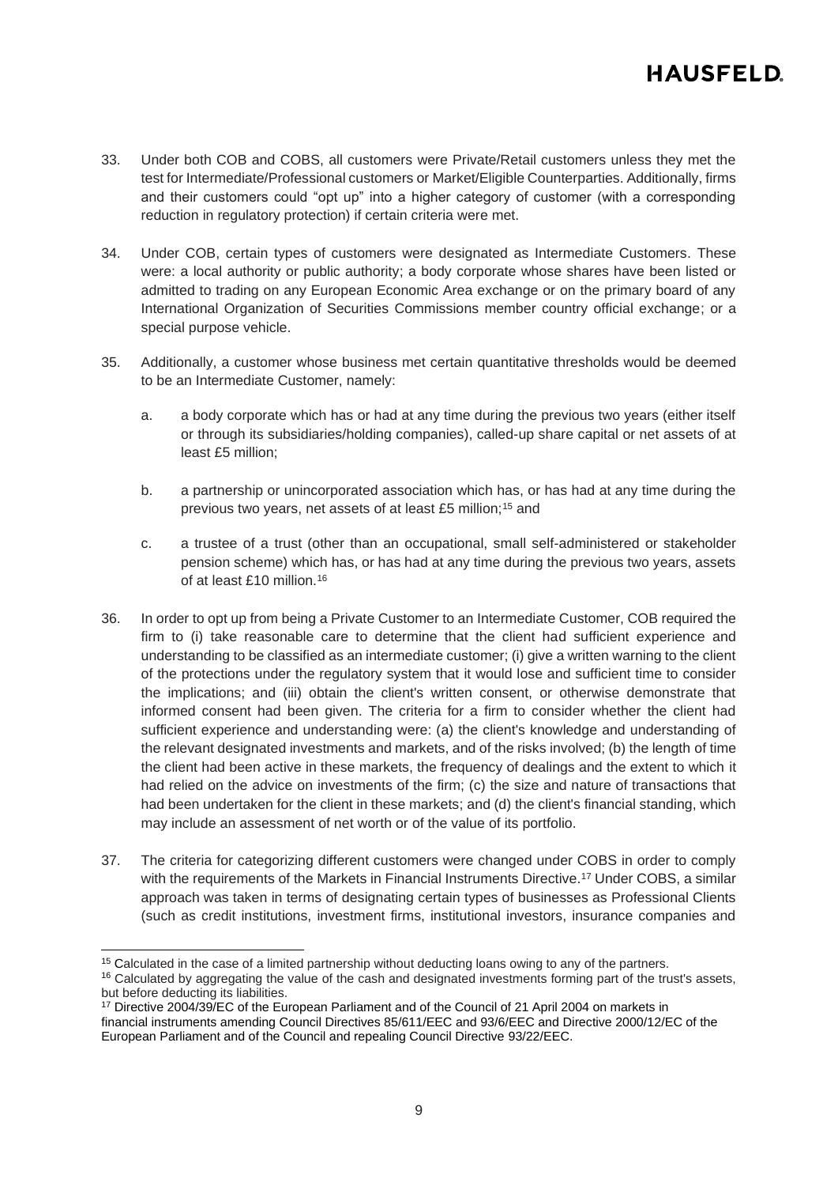33. Under both COB and COBS, all customers were Private/Retail customers unless they met the test for Intermediate/Professional customers or Market/Eligible Counterparties. Additionally, firms and their customers could "opt up" into a higher category of customer (with a corresponding reduction in regulatory protection) if certain criteria were met.

34. Under COB, certain types of customers were designated as Intermediate Customers. These were: a local authority or public authority; a body corporate whose shares have been listed or admitted to trading on any European Economic Area exchange or on the primary board of any International Organization of Securities Commissions member country official exchange; or a special purpose vehicle.

35. Additionally, a customer whose business met certain quantitative thresholds would be deemed to be an Intermediate Customer, namely:

    a. a body corporate which has or had at any time during the previous two years (either itself or through its subsidiaries/holding companies), called-up share capital or net assets of at least £5 million;

    b. a partnership or unincorporated association which has, or has had at any time during the previous two years, net assets of at least £5 million;[15] and

    c. a trustee of a trust (other than an occupational, small self-administered or stakeholder pension scheme) which has, or has had at any time during the previous two years, assets of at least £10 million.[16]

36. In order to opt up from being a Private Customer to an Intermediate Customer, COB required the firm to (i) take reasonable care to determine that the client had sufficient experience and understanding to be classified as an intermediate customer; (i) give a written warning to the client of the protections under the regulatory system that it would lose and sufficient time to consider the implications; and (iii) obtain the client's written consent, or otherwise demonstrate that informed consent had been given. The criteria for a firm to consider whether the client had sufficient experience and understanding were: (a) the client's knowledge and understanding of the relevant designated investments and markets, and of the risks involved; (b) the length of time the client had been active in these markets, the frequency of dealings and the extent to which it had relied on the advice on investments of the firm; (c) the size and nature of transactions that had been undertaken for the client in these markets; and (d) the client's financial standing, which may include an assessment of net worth or of the value of its portfolio.

37. The criteria for categorizing different customers were changed under COBS in order to comply with the requirements of the Markets in Financial Instruments Directive.[17] Under COBS, a similar approach was taken in terms of designating certain types of businesses as Professional Clients (such as credit institutions, investment firms, institutional investors, insurance companies and

---

[15] Calculated in the case of a limited partnership without deducting loans owing to any of the partners.

[16] Calculated by aggregating the value of the cash and designated investments forming part of the trust's assets, but before deducting its liabilities.

[17] Directive 2004/39/EC of the European Parliament and of the Council of 21 April 2004 on markets in financial instruments amending Council Directives 85/611/EEC and 93/6/EEC and Directive 2000/12/EC of the European Parliament and of the Council and repealing Council Directive 93/22/EEC.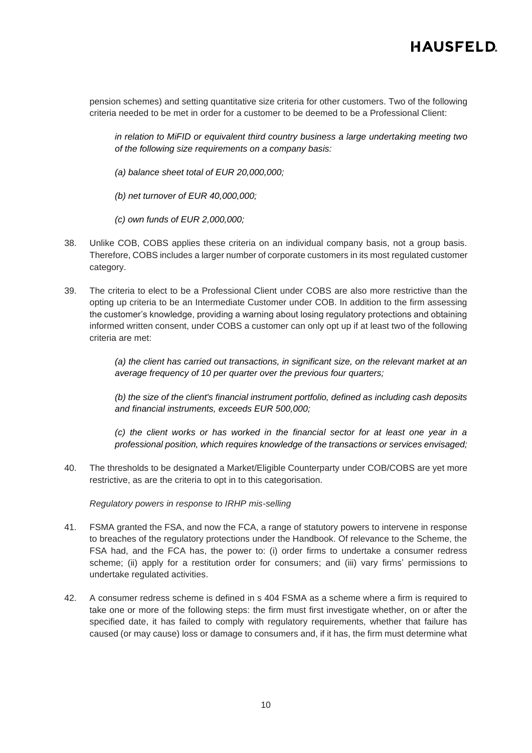pension schemes) and setting quantitative size criteria for other customers. Two of the following criteria needed to be met in order for a customer to be deemed to be a Professional Client:

> *in relation to MiFID or equivalent third country business a large undertaking meeting two of the following size requirements on a company basis:*
>
> *(a) balance sheet total of EUR 20,000,000;*
>
> *(b) net turnover of EUR 40,000,000;*
>
> *(c) own funds of EUR 2,000,000;*

38. Unlike COB, COBS applies these criteria on an individual company basis, not a group basis. Therefore, COBS includes a larger number of corporate customers in its most regulated customer category.

39. The criteria to elect to be a Professional Client under COBS are also more restrictive than the opting up criteria to be an Intermediate Customer under COB. In addition to the firm assessing the customer's knowledge, providing a warning about losing regulatory protections and obtaining informed written consent, under COBS a customer can only opt up if at least two of the following criteria are met:

> *(a) the client has carried out transactions, in significant size, on the relevant market at an average frequency of 10 per quarter over the previous four quarters;*
>
> *(b) the size of the client's financial instrument portfolio, defined as including cash deposits and financial instruments, exceeds EUR 500,000;*
>
> *(c) the client works or has worked in the financial sector for at least one year in a professional position, which requires knowledge of the transactions or services envisaged;*

40. The thresholds to be designated a Market/Eligible Counterparty under COB/COBS are yet more restrictive, as are the criteria to opt in to this categorisation.

*Regulatory powers in response to IRHP mis-selling*

41. FSMA granted the FSA, and now the FCA, a range of statutory powers to intervene in response to breaches of the regulatory protections under the Handbook. Of relevance to the Scheme, the FSA had, and the FCA has, the power to: (i) order firms to undertake a consumer redress scheme; (ii) apply for a restitution order for consumers; and (iii) vary firms' permissions to undertake regulated activities.

42. A consumer redress scheme is defined in s 404 FSMA as a scheme where a firm is required to take one or more of the following steps: the firm must first investigate whether, on or after the specified date, it has failed to comply with regulatory requirements, whether that failure has caused (or may cause) loss or damage to consumers and, if it has, the firm must determine what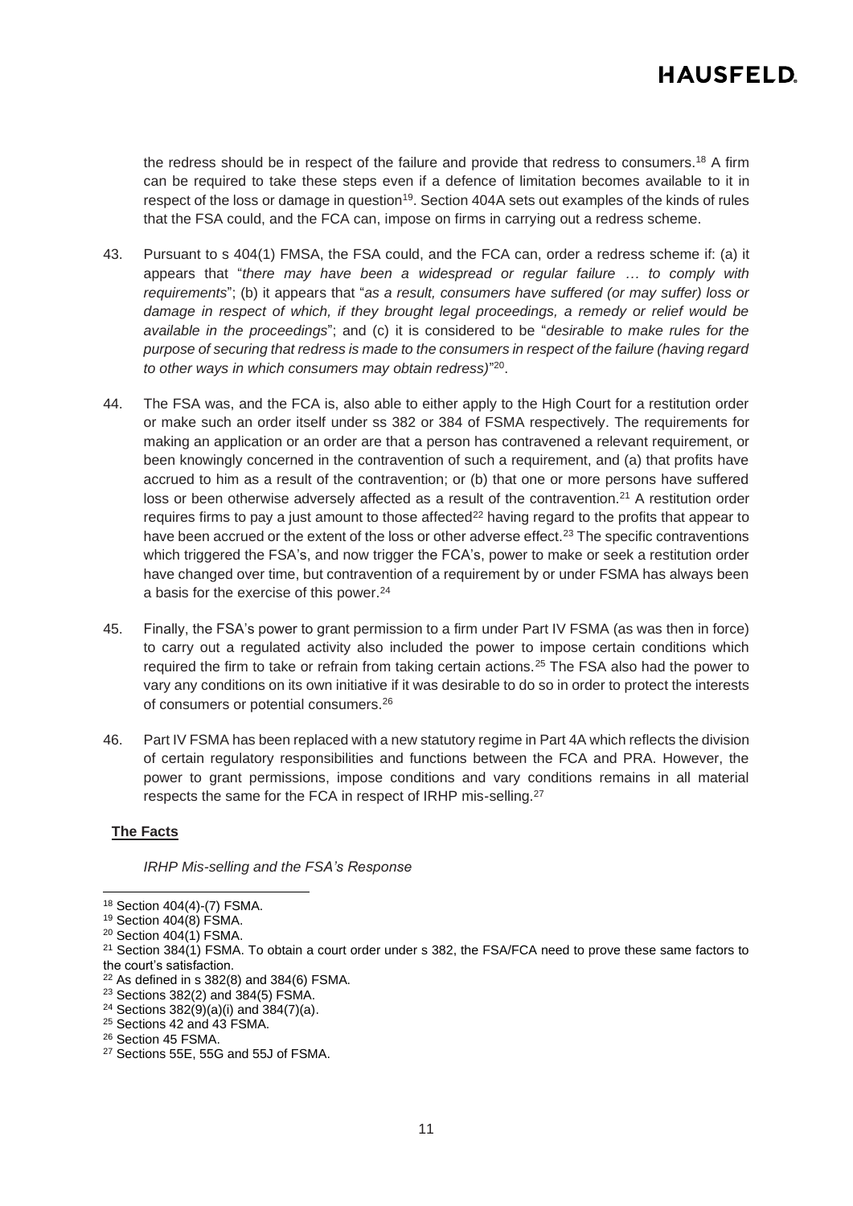the redress should be in respect of the failure and provide that redress to consumers.[18] A firm can be required to take these steps even if a defence of limitation becomes available to it in respect of the loss or damage in question[19]. Section 404A sets out examples of the kinds of rules that the FSA could, and the FCA can, impose on firms in carrying out a redress scheme.

43. Pursuant to s 404(1) FMSA, the FSA could, and the FCA can, order a redress scheme if: (a) it appears that "*there may have been a widespread or regular failure … to comply with requirements*"; (b) it appears that "*as a result, consumers have suffered (or may suffer) loss or damage in respect of which, if they brought legal proceedings, a remedy or relief would be available in the proceedings*"; and (c) it is considered to be "*desirable to make rules for the purpose of securing that redress is made to the consumers in respect of the failure (having regard to other ways in which consumers may obtain redress)*"[20].

44. The FSA was, and the FCA is, also able to either apply to the High Court for a restitution order or make such an order itself under ss 382 or 384 of FSMA respectively. The requirements for making an application or an order are that a person has contravened a relevant requirement, or been knowingly concerned in the contravention of such a requirement, and (a) that profits have accrued to him as a result of the contravention; or (b) that one or more persons have suffered loss or been otherwise adversely affected as a result of the contravention.[21] A restitution order requires firms to pay a just amount to those affected[22] having regard to the profits that appear to have been accrued or the extent of the loss or other adverse effect.[23] The specific contraventions which triggered the FSA's, and now trigger the FCA's, power to make or seek a restitution order have changed over time, but contravention of a requirement by or under FSMA has always been a basis for the exercise of this power.[24]

45. Finally, the FSA's power to grant permission to a firm under Part IV FSMA (as was then in force) to carry out a regulated activity also included the power to impose certain conditions which required the firm to take or refrain from taking certain actions.[25] The FSA also had the power to vary any conditions on its own initiative if it was desirable to do so in order to protect the interests of consumers or potential consumers.[26]

46. Part IV FSMA has been replaced with a new statutory regime in Part 4A which reflects the division of certain regulatory responsibilities and functions between the FCA and PRA. However, the power to grant permissions, impose conditions and vary conditions remains in all material respects the same for the FCA in respect of IRHP mis-selling.[27]

**The Facts**

*IRHP Mis-selling and the FSA's Response*

---

[18] Section 404(4)-(7) FSMA.
[19] Section 404(8) FSMA.
[20] Section 404(1) FSMA.
[21] Section 384(1) FSMA. To obtain a court order under s 382, the FSA/FCA need to prove these same factors to the court's satisfaction.
[22] As defined in s 382(8) and 384(6) FSMA.
[23] Sections 382(2) and 384(5) FSMA.
[24] Sections 382(9)(a)(i) and 384(7)(a).
[25] Sections 42 and 43 FSMA.
[26] Section 45 FSMA.
[27] Sections 55E, 55G and 55J of FSMA.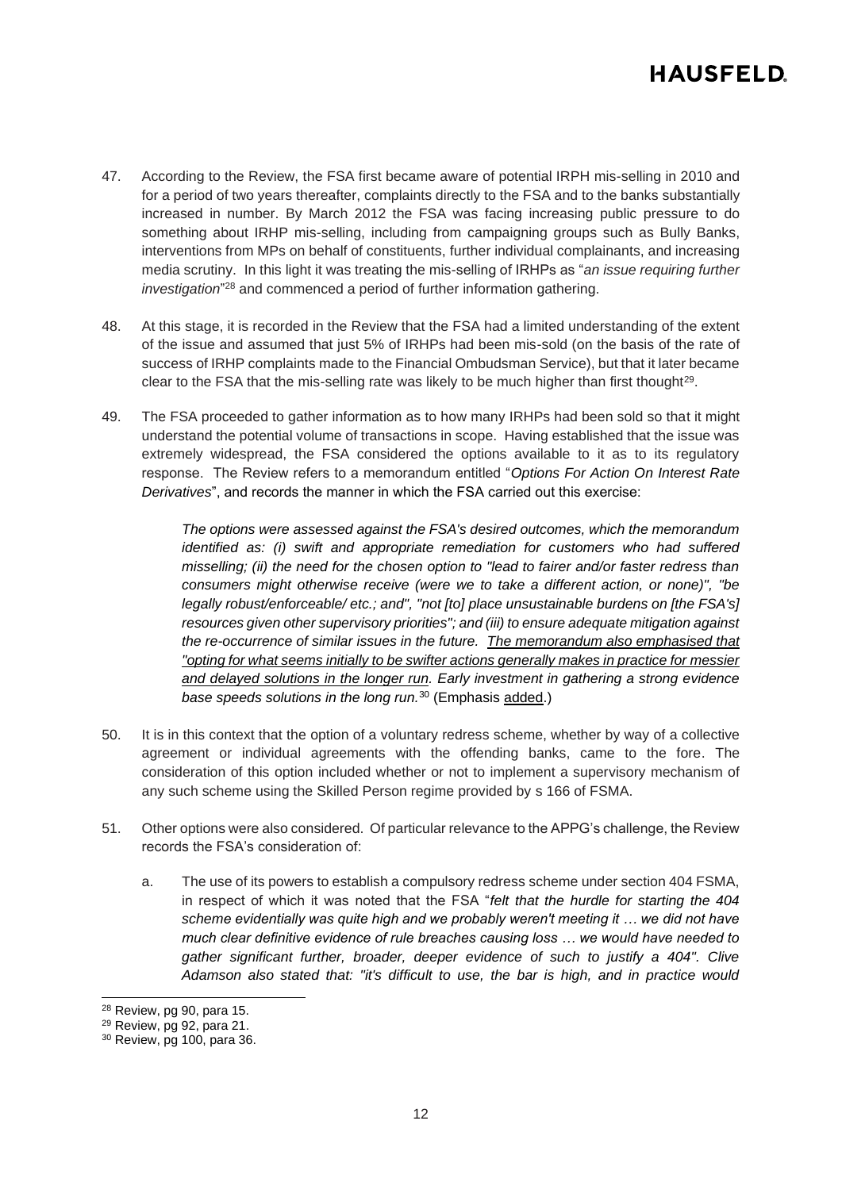47. According to the Review, the FSA first became aware of potential IRPH mis-selling in 2010 and for a period of two years thereafter, complaints directly to the FSA and to the banks substantially increased in number. By March 2012 the FSA was facing increasing public pressure to do something about IRHP mis-selling, including from campaigning groups such as Bully Banks, interventions from MPs on behalf of constituents, further individual complainants, and increasing media scrutiny. In this light it was treating the mis-selling of IRHPs as "*an issue requiring further investigation*"[28] and commenced a period of further information gathering.

48. At this stage, it is recorded in the Review that the FSA had a limited understanding of the extent of the issue and assumed that just 5% of IRHPs had been mis-sold (on the basis of the rate of success of IRHP complaints made to the Financial Ombudsman Service), but that it later became clear to the FSA that the mis-selling rate was likely to be much higher than first thought[29].

49. The FSA proceeded to gather information as to how many IRHPs had been sold so that it might understand the potential volume of transactions in scope. Having established that the issue was extremely widespread, the FSA considered the options available to it as to its regulatory response. The Review refers to a memorandum entitled "*Options For Action On Interest Rate Derivatives*", and records the manner in which the FSA carried out this exercise:

> *The options were assessed against the FSA's desired outcomes, which the memorandum identified as: (i) swift and appropriate remediation for customers who had suffered misselling; (ii) the need for the chosen option to "lead to fairer and/or faster redress than consumers might otherwise receive (were we to take a different action, or none)", "be legally robust/enforceable/ etc.; and", "not [to] place unsustainable burdens on [the FSA's] resources given other supervisory priorities"; and (iii) to ensure adequate mitigation against the re-occurrence of similar issues in the future. <u>The memorandum also emphasised that "opting for what seems initially to be swifter actions generally makes in practice for messier and delayed solutions in the longer run.</u> Early investment in gathering a strong evidence base speeds solutions in the long run.*[30] (Emphasis <u>added</u>.)

50. It is in this context that the option of a voluntary redress scheme, whether by way of a collective agreement or individual agreements with the offending banks, came to the fore. The consideration of this option included whether or not to implement a supervisory mechanism of any such scheme using the Skilled Person regime provided by s 166 of FSMA.

51. Other options were also considered. Of particular relevance to the APPG's challenge, the Review records the FSA's consideration of:

    a. The use of its powers to establish a compulsory redress scheme under section 404 FSMA, in respect of which it was noted that the FSA "*felt that the hurdle for starting the 404 scheme evidentially was quite high and we probably weren't meeting it … we did not have much clear definitive evidence of rule breaches causing loss … we would have needed to gather significant further, broader, deeper evidence of such to justify a 404". Clive Adamson also stated that: "it's difficult to use, the bar is high, and in practice would*

[28] Review, pg 90, para 15.
[29] Review, pg 92, para 21.
[30] Review, pg 100, para 36.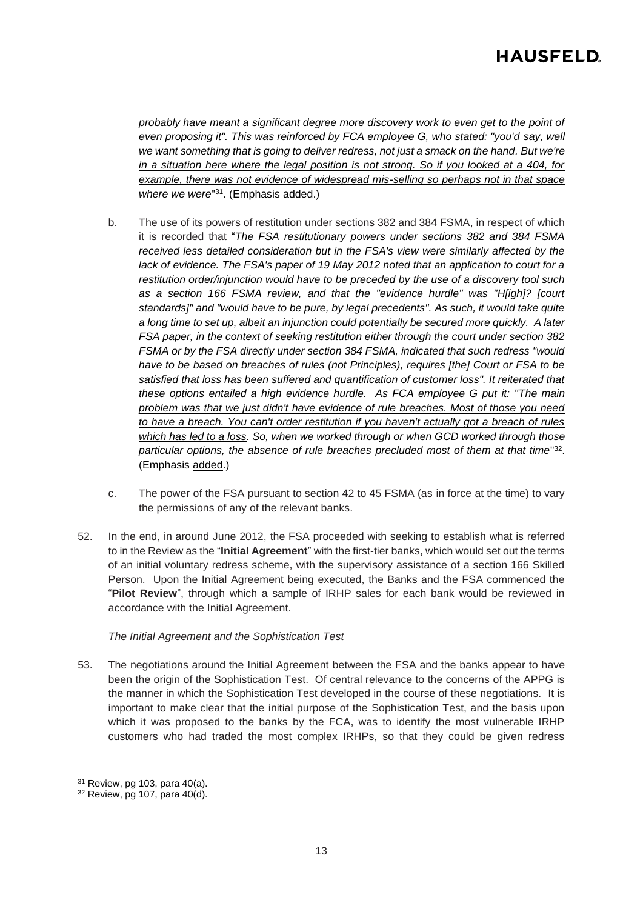*probably have meant a significant degree more discovery work to even get to the point of even proposing it". This was reinforced by FCA employee G, who stated: "you'd say, well we want something that is going to deliver redress, not just a smack on the hand. But we're in a situation here where the legal position is not strong. So if you looked at a 404, for example, there was not evidence of widespread mis-selling so perhaps not in that space where we were*"[31]. (Emphasis added.)

b. The use of its powers of restitution under sections 382 and 384 FSMA, in respect of which it is recorded that "*The FSA restitutionary powers under sections 382 and 384 FSMA received less detailed consideration but in the FSA's view were similarly affected by the lack of evidence. The FSA's paper of 19 May 2012 noted that an application to court for a restitution order/injunction would have to be preceded by the use of a discovery tool such as a section 166 FSMA review, and that the "evidence hurdle" was "H[igh]? [court standards]" and "would have to be pure, by legal precedents". As such, it would take quite a long time to set up, albeit an injunction could potentially be secured more quickly. A later FSA paper, in the context of seeking restitution either through the court under section 382 FSMA or by the FSA directly under section 384 FSMA, indicated that such redress "would have to be based on breaches of rules (not Principles), requires [the] Court or FSA to be satisfied that loss has been suffered and quantification of customer loss". It reiterated that these options entailed a high evidence hurdle. As FCA employee G put it: "The main problem was that we just didn't have evidence of rule breaches. Most of those you need to have a breach. You can't order restitution if you haven't actually got a breach of rules which has led to a loss. So, when we worked through or when GCD worked through those particular options, the absence of rule breaches precluded most of them at that time*"[32]. (Emphasis added.)

c. The power of the FSA pursuant to section 42 to 45 FSMA (as in force at the time) to vary the permissions of any of the relevant banks.

52. In the end, in around June 2012, the FSA proceeded with seeking to establish what is referred to in the Review as the "**Initial Agreement**" with the first-tier banks, which would set out the terms of an initial voluntary redress scheme, with the supervisory assistance of a section 166 Skilled Person. Upon the Initial Agreement being executed, the Banks and the FSA commenced the "**Pilot Review**", through which a sample of IRHP sales for each bank would be reviewed in accordance with the Initial Agreement.

*The Initial Agreement and the Sophistication Test*

53. The negotiations around the Initial Agreement between the FSA and the banks appear to have been the origin of the Sophistication Test. Of central relevance to the concerns of the APPG is the manner in which the Sophistication Test developed in the course of these negotiations. It is important to make clear that the initial purpose of the Sophistication Test, and the basis upon which it was proposed to the banks by the FCA, was to identify the most vulnerable IRHP customers who had traded the most complex IRHPs, so that they could be given redress

[31] Review, pg 103, para 40(a).

[32] Review, pg 107, para 40(d).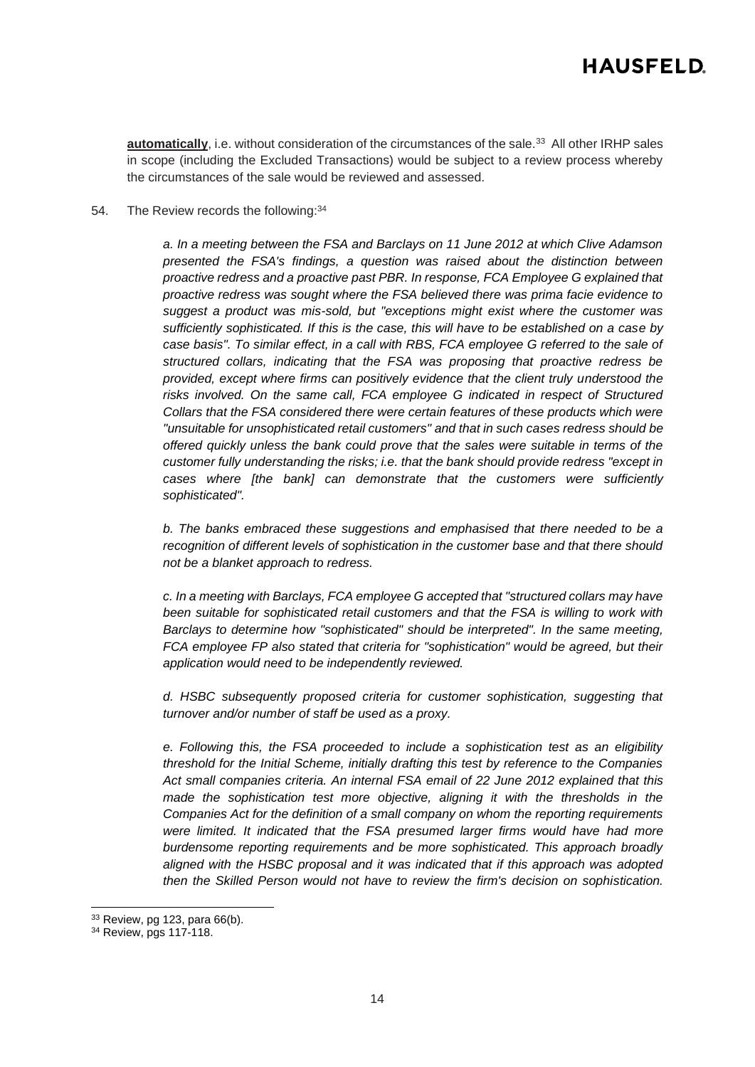**automatically**, i.e. without consideration of the circumstances of the sale.[33] All other IRHP sales in scope (including the Excluded Transactions) would be subject to a review process whereby the circumstances of the sale would be reviewed and assessed.

54. The Review records the following:[34]

> *a. In a meeting between the FSA and Barclays on 11 June 2012 at which Clive Adamson presented the FSA's findings, a question was raised about the distinction between proactive redress and a proactive past PBR. In response, FCA Employee G explained that proactive redress was sought where the FSA believed there was prima facie evidence to suggest a product was mis-sold, but "exceptions might exist where the customer was sufficiently sophisticated. If this is the case, this will have to be established on a case by case basis". To similar effect, in a call with RBS, FCA employee G referred to the sale of structured collars, indicating that the FSA was proposing that proactive redress be provided, except where firms can positively evidence that the client truly understood the risks involved. On the same call, FCA employee G indicated in respect of Structured Collars that the FSA considered there were certain features of these products which were "unsuitable for unsophisticated retail customers" and that in such cases redress should be offered quickly unless the bank could prove that the sales were suitable in terms of the customer fully understanding the risks; i.e. that the bank should provide redress "except in cases where [the bank] can demonstrate that the customers were sufficiently sophisticated".*
>
> *b. The banks embraced these suggestions and emphasised that there needed to be a recognition of different levels of sophistication in the customer base and that there should not be a blanket approach to redress.*
>
> *c. In a meeting with Barclays, FCA employee G accepted that "structured collars may have been suitable for sophisticated retail customers and that the FSA is willing to work with Barclays to determine how "sophisticated" should be interpreted". In the same meeting, FCA employee FP also stated that criteria for "sophistication" would be agreed, but their application would need to be independently reviewed.*
>
> *d. HSBC subsequently proposed criteria for customer sophistication, suggesting that turnover and/or number of staff be used as a proxy.*
>
> *e. Following this, the FSA proceeded to include a sophistication test as an eligibility threshold for the Initial Scheme, initially drafting this test by reference to the Companies Act small companies criteria. An internal FSA email of 22 June 2012 explained that this made the sophistication test more objective, aligning it with the thresholds in the Companies Act for the definition of a small company on whom the reporting requirements were limited. It indicated that the FSA presumed larger firms would have had more burdensome reporting requirements and be more sophisticated. This approach broadly aligned with the HSBC proposal and it was indicated that if this approach was adopted then the Skilled Person would not have to review the firm's decision on sophistication.*

---

[33] Review, pg 123, para 66(b).

[34] Review, pgs 117-118.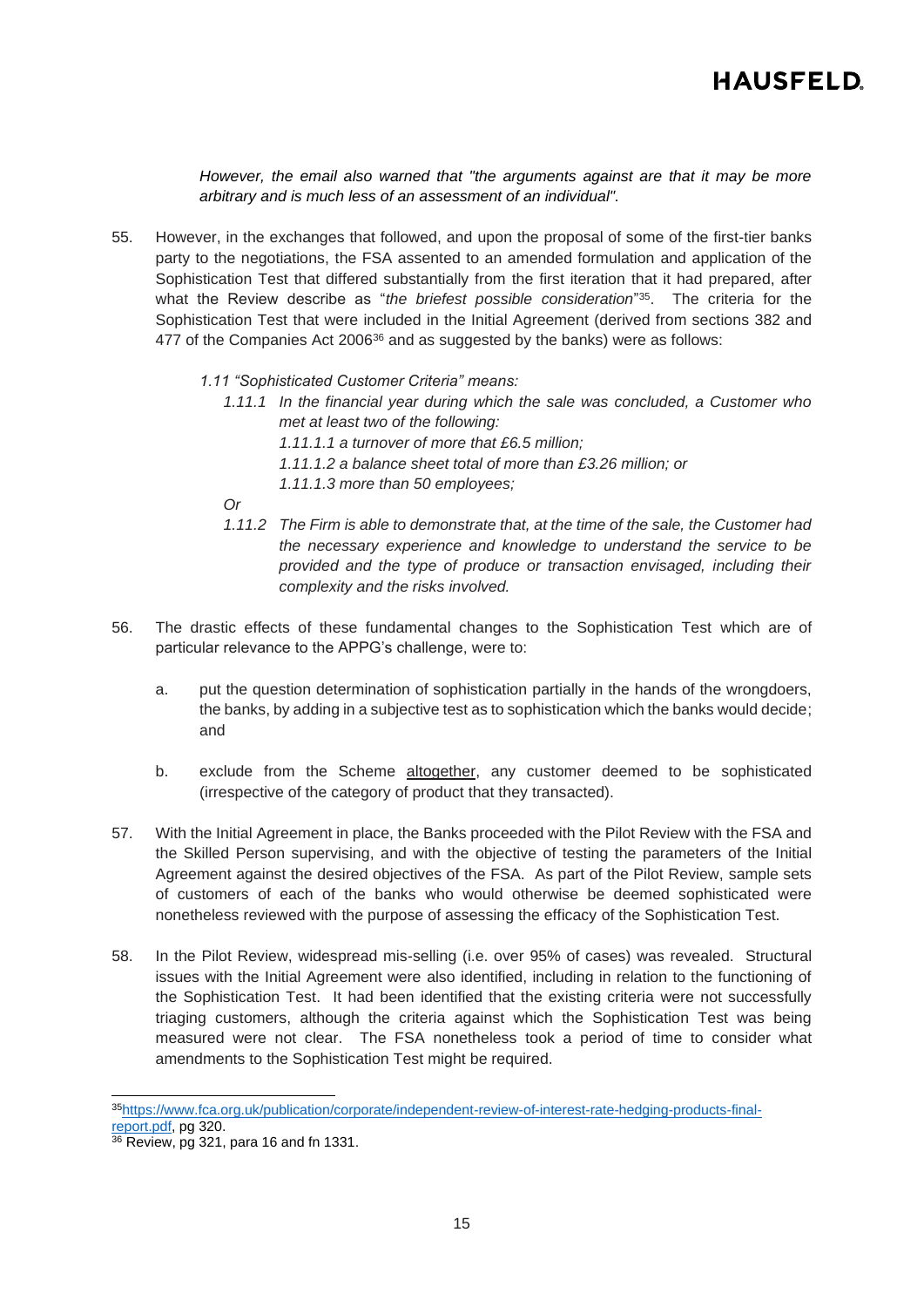*However, the email also warned that "the arguments against are that it may be more arbitrary and is much less of an assessment of an individual"*.

55. However, in the exchanges that followed, and upon the proposal of some of the first-tier banks party to the negotiations, the FSA assented to an amended formulation and application of the Sophistication Test that differed substantially from the first iteration that it had prepared, after what the Review describe as "*the briefest possible consideration*"[35]. The criteria for the Sophistication Test that were included in the Initial Agreement (derived from sections 382 and 477 of the Companies Act 2006[36] and as suggested by the banks) were as follows:

    *1.11 "Sophisticated Customer Criteria" means:*

    *1.11.1 In the financial year during which the sale was concluded, a Customer who met at least two of the following:*

    *1.11.1.1 a turnover of more that £6.5 million;*

    *1.11.1.2 a balance sheet total of more than £3.26 million; or*

    *1.11.1.3 more than 50 employees;*

    *Or*

    *1.11.2 The Firm is able to demonstrate that, at the time of the sale, the Customer had the necessary experience and knowledge to understand the service to be provided and the type of produce or transaction envisaged, including their complexity and the risks involved.*

56. The drastic effects of these fundamental changes to the Sophistication Test which are of particular relevance to the APPG's challenge, were to:

    a. put the question determination of sophistication partially in the hands of the wrongdoers, the banks, by adding in a subjective test as to sophistication which the banks would decide; and

    b. exclude from the Scheme <u>altogether</u>, any customer deemed to be sophisticated (irrespective of the category of product that they transacted).

57. With the Initial Agreement in place, the Banks proceeded with the Pilot Review with the FSA and the Skilled Person supervising, and with the objective of testing the parameters of the Initial Agreement against the desired objectives of the FSA. As part of the Pilot Review, sample sets of customers of each of the banks who would otherwise be deemed sophisticated were nonetheless reviewed with the purpose of assessing the efficacy of the Sophistication Test.

58. In the Pilot Review, widespread mis-selling (i.e. over 95% of cases) was revealed. Structural issues with the Initial Agreement were also identified, including in relation to the functioning of the Sophistication Test. It had been identified that the existing criteria were not successfully triaging customers, although the criteria against which the Sophistication Test was being measured were not clear. The FSA nonetheless took a period of time to consider what amendments to the Sophistication Test might be required.

---

[35] https://www.fca.org.uk/publication/corporate/independent-review-of-interest-rate-hedging-products-final-report.pdf, pg 320.

[36] Review, pg 321, para 16 and fn 1331.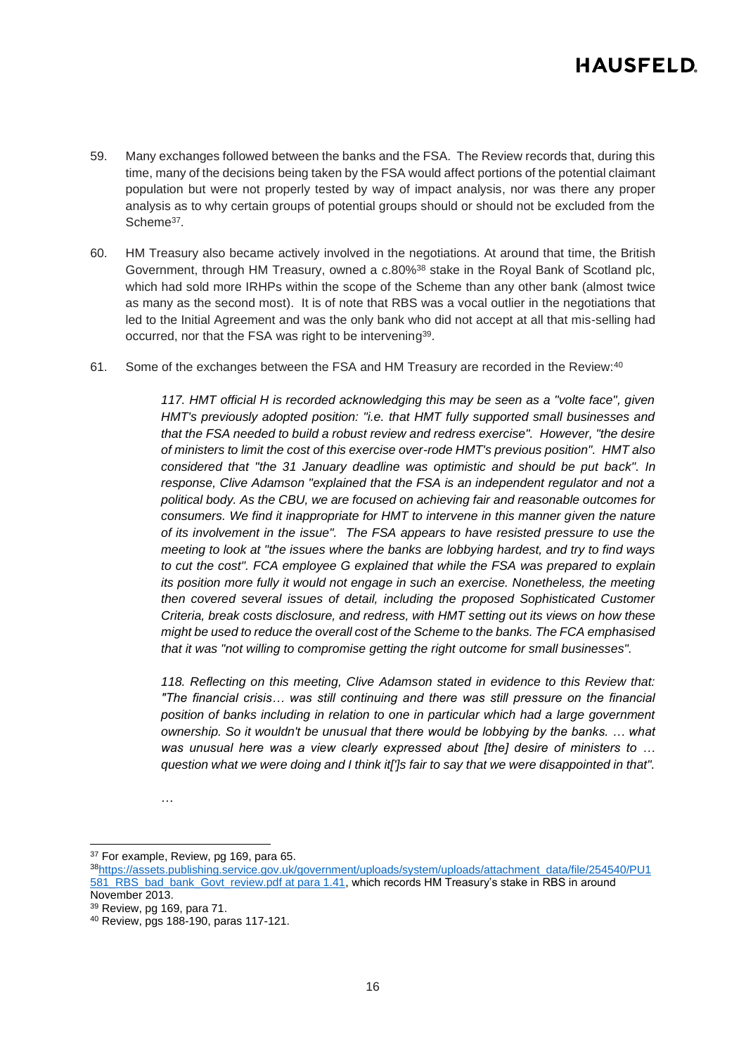59. Many exchanges followed between the banks and the FSA. The Review records that, during this time, many of the decisions being taken by the FSA would affect portions of the potential claimant population but were not properly tested by way of impact analysis, nor was there any proper analysis as to why certain groups of potential groups should or should not be excluded from the Scheme[37].

60. HM Treasury also became actively involved in the negotiations. At around that time, the British Government, through HM Treasury, owned a c.80%[38] stake in the Royal Bank of Scotland plc, which had sold more IRHPs within the scope of the Scheme than any other bank (almost twice as many as the second most). It is of note that RBS was a vocal outlier in the negotiations that led to the Initial Agreement and was the only bank who did not accept at all that mis-selling had occurred, nor that the FSA was right to be intervening[39].

61. Some of the exchanges between the FSA and HM Treasury are recorded in the Review:[40]

> *117. HMT official H is recorded acknowledging this may be seen as a "volte face", given HMT's previously adopted position: "i.e. that HMT fully supported small businesses and that the FSA needed to build a robust review and redress exercise". However, "the desire of ministers to limit the cost of this exercise over-rode HMT's previous position". HMT also considered that "the 31 January deadline was optimistic and should be put back". In response, Clive Adamson "explained that the FSA is an independent regulator and not a political body. As the CBU, we are focused on achieving fair and reasonable outcomes for consumers. We find it inappropriate for HMT to intervene in this manner given the nature of its involvement in the issue". The FSA appears to have resisted pressure to use the meeting to look at "the issues where the banks are lobbying hardest, and try to find ways to cut the cost". FCA employee G explained that while the FSA was prepared to explain its position more fully it would not engage in such an exercise. Nonetheless, the meeting then covered several issues of detail, including the proposed Sophisticated Customer Criteria, break costs disclosure, and redress, with HMT setting out its views on how these might be used to reduce the overall cost of the Scheme to the banks. The FCA emphasised that it was "not willing to compromise getting the right outcome for small businesses".*
>
> *118. Reflecting on this meeting, Clive Adamson stated in evidence to this Review that: "The financial crisis… was still continuing and there was still pressure on the financial position of banks including in relation to one in particular which had a large government ownership. So it wouldn't be unusual that there would be lobbying by the banks. … what was unusual here was a view clearly expressed about [the] desire of ministers to … question what we were doing and I think it[']s fair to say that we were disappointed in that".*
>
> …

---

[37] For example, Review, pg 169, para 65.

[38] https://assets.publishing.service.gov.uk/government/uploads/system/uploads/attachment_data/file/254540/PU1581_RBS_bad_bank_Govt_review.pdf at para 1.41, which records HM Treasury's stake in RBS in around November 2013.

[39] Review, pg 169, para 71.

[40] Review, pgs 188-190, paras 117-121.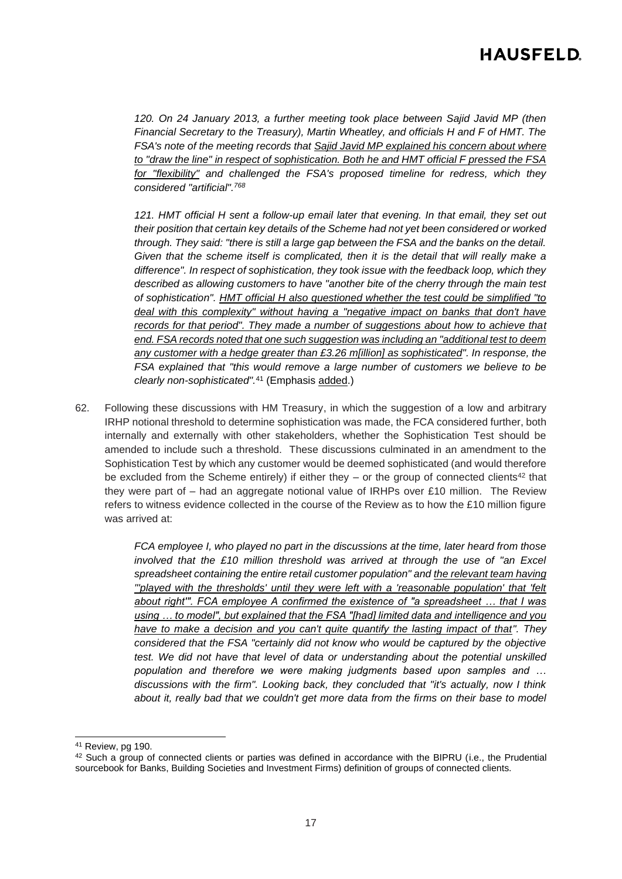> *120. On 24 January 2013, a further meeting took place between Sajid Javid MP (then Financial Secretary to the Treasury), Martin Wheatley, and officials H and F of HMT. The FSA's note of the meeting records that <u>Sajid Javid MP explained his concern about where to "draw the line" in respect of sophistication. Both he and HMT official F pressed the FSA for "flexibility"</u> and challenged the FSA's proposed timeline for redress, which they considered "artificial".[768]*
>
> *121. HMT official H sent a follow-up email later that evening. In that email, they set out their position that certain key details of the Scheme had not yet been considered or worked through. They said: "there is still a large gap between the FSA and the banks on the detail. Given that the scheme itself is complicated, then it is the detail that will really make a difference". In respect of sophistication, they took issue with the feedback loop, which they described as allowing customers to have "another bite of the cherry through the main test of sophistication". <u>HMT official H also questioned whether the test could be simplified "to deal with this complexity" without having a "negative impact on banks that don't have records for that period". They made a number of suggestions about how to achieve that end. FSA records noted that one such suggestion was including an "additional test to deem any customer with a hedge greater than £3.26 m[illion] as sophisticated"</u>. In response, the FSA explained that "this would remove a large number of customers we believe to be clearly non-sophisticated".*[41] (Emphasis <u>added</u>.)

62. Following these discussions with HM Treasury, in which the suggestion of a low and arbitrary IRHP notional threshold to determine sophistication was made, the FCA considered further, both internally and externally with other stakeholders, whether the Sophistication Test should be amended to include such a threshold. These discussions culminated in an amendment to the Sophistication Test by which any customer would be deemed sophisticated (and would therefore be excluded from the Scheme entirely) if either they – or the group of connected clients[42] that they were part of – had an aggregate notional value of IRHPs over £10 million. The Review refers to witness evidence collected in the course of the Review as to how the £10 million figure was arrived at:

> *FCA employee I, who played no part in the discussions at the time, later heard from those involved that the £10 million threshold was arrived at through the use of "an Excel spreadsheet containing the entire retail customer population" and <u>the relevant team having "'played with the thresholds' until they were left with a 'reasonable population' that 'felt about right'". FCA employee A confirmed the existence of "a spreadsheet … that I was using … to model", but explained that the FSA "[had] limited data and intelligence and you have to make a decision and you can't quite quantify the lasting impact of that"</u>. They considered that the FSA "certainly did not know who would be captured by the objective test. We did not have that level of data or understanding about the potential unskilled population and therefore we were making judgments based upon samples and … discussions with the firm". Looking back, they concluded that "it's actually, now I think about it, really bad that we couldn't get more data from the firms on their base to model*

---

[41] Review, pg 190.

[42] Such a group of connected clients or parties was defined in accordance with the BIPRU (i.e., the Prudential sourcebook for Banks, Building Societies and Investment Firms) definition of groups of connected clients.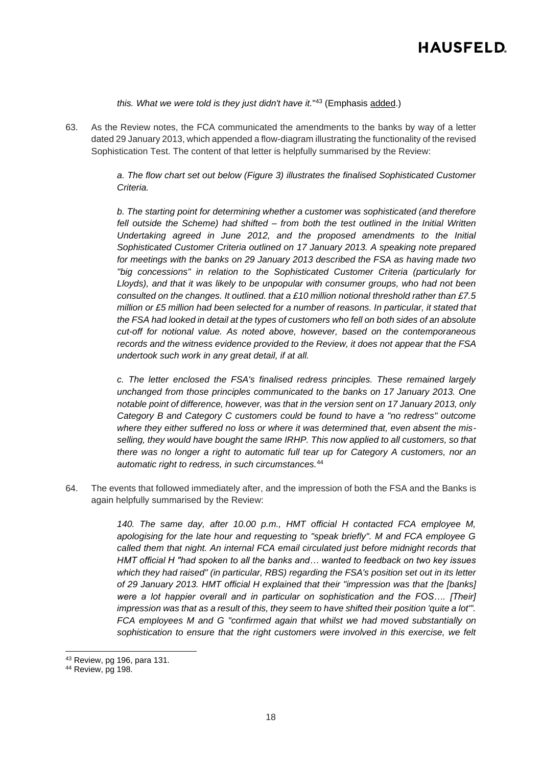*this. What we were told is they just didn't have it.*"[43] (Emphasis added.)

63. As the Review notes, the FCA communicated the amendments to the banks by way of a letter dated 29 January 2013, which appended a flow-diagram illustrating the functionality of the revised Sophistication Test. The content of that letter is helpfully summarised by the Review:

> *a. The flow chart set out below (Figure 3) illustrates the finalised Sophisticated Customer Criteria.*
>
> *b. The starting point for determining whether a customer was sophisticated (and therefore fell outside the Scheme) had shifted – from both the test outlined in the Initial Written Undertaking agreed in June 2012, and the proposed amendments to the Initial Sophisticated Customer Criteria outlined on 17 January 2013. A speaking note prepared for meetings with the banks on 29 January 2013 described the FSA as having made two "big concessions" in relation to the Sophisticated Customer Criteria (particularly for Lloyds), and that it was likely to be unpopular with consumer groups, who had not been consulted on the changes. It outlined. that a £10 million notional threshold rather than £7.5 million or £5 million had been selected for a number of reasons. In particular, it stated that the FSA had looked in detail at the types of customers who fell on both sides of an absolute cut-off for notional value. As noted above, however, based on the contemporaneous records and the witness evidence provided to the Review, it does not appear that the FSA undertook such work in any great detail, if at all.*
>
> *c. The letter enclosed the FSA's finalised redress principles. These remained largely unchanged from those principles communicated to the banks on 17 January 2013. One notable point of difference, however, was that in the version sent on 17 January 2013, only Category B and Category C customers could be found to have a "no redress" outcome where they either suffered no loss or where it was determined that, even absent the mis-selling, they would have bought the same IRHP. This now applied to all customers, so that there was no longer a right to automatic full tear up for Category A customers, nor an automatic right to redress, in such circumstances.*[44]

64. The events that followed immediately after, and the impression of both the FSA and the Banks is again helpfully summarised by the Review:

> *140. The same day, after 10.00 p.m., HMT official H contacted FCA employee M, apologising for the late hour and requesting to "speak briefly". M and FCA employee G called them that night. An internal FCA email circulated just before midnight records that HMT official H "had spoken to all the banks and… wanted to feedback on two key issues which they had raised" (in particular, RBS) regarding the FSA's position set out in its letter of 29 January 2013. HMT official H explained that their "impression was that the [banks] were a lot happier overall and in particular on sophistication and the FOS…. [Their] impression was that as a result of this, they seem to have shifted their position 'quite a lot'". FCA employees M and G "confirmed again that whilst we had moved substantially on sophistication to ensure that the right customers were involved in this exercise, we felt*

---

[43] Review, pg 196, para 131.

[44] Review, pg 198.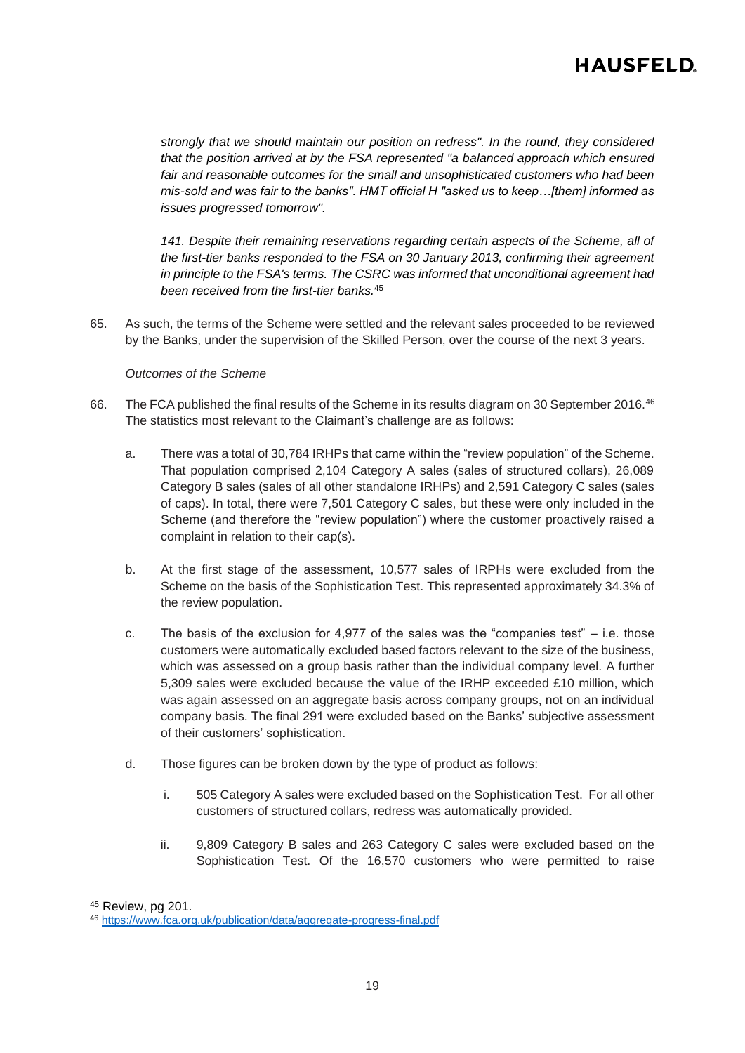*strongly that we should maintain our position on redress". In the round, they considered that the position arrived at by the FSA represented "a balanced approach which ensured fair and reasonable outcomes for the small and unsophisticated customers who had been mis-sold and was fair to the banks". HMT official H "asked us to keep…[them] informed as issues progressed tomorrow".*

*141. Despite their remaining reservations regarding certain aspects of the Scheme, all of the first-tier banks responded to the FSA on 30 January 2013, confirming their agreement in principle to the FSA's terms. The CSRC was informed that unconditional agreement had been received from the first-tier banks.*[45]

65. As such, the terms of the Scheme were settled and the relevant sales proceeded to be reviewed by the Banks, under the supervision of the Skilled Person, over the course of the next 3 years.

*Outcomes of the Scheme*

66. The FCA published the final results of the Scheme in its results diagram on 30 September 2016.[46] The statistics most relevant to the Claimant's challenge are as follows:

    a. There was a total of 30,784 IRHPs that came within the "review population" of the Scheme. That population comprised 2,104 Category A sales (sales of structured collars), 26,089 Category B sales (sales of all other standalone IRHPs) and 2,591 Category C sales (sales of caps). In total, there were 7,501 Category C sales, but these were only included in the Scheme (and therefore the "review population") where the customer proactively raised a complaint in relation to their cap(s).

    b. At the first stage of the assessment, 10,577 sales of IRPHs were excluded from the Scheme on the basis of the Sophistication Test. This represented approximately 34.3% of the review population.

    c. The basis of the exclusion for 4,977 of the sales was the "companies test" – i.e. those customers were automatically excluded based factors relevant to the size of the business, which was assessed on a group basis rather than the individual company level. A further 5,309 sales were excluded because the value of the IRHP exceeded £10 million, which was again assessed on an aggregate basis across company groups, not on an individual company basis. The final 291 were excluded based on the Banks' subjective assessment of their customers' sophistication.

    d. Those figures can be broken down by the type of product as follows:

        i. 505 Category A sales were excluded based on the Sophistication Test. For all other customers of structured collars, redress was automatically provided.

        ii. 9,809 Category B sales and 263 Category C sales were excluded based on the Sophistication Test. Of the 16,570 customers who were permitted to raise

---

[45] Review, pg 201.

[46] https://www.fca.org.uk/publication/data/aggregate-progress-final.pdf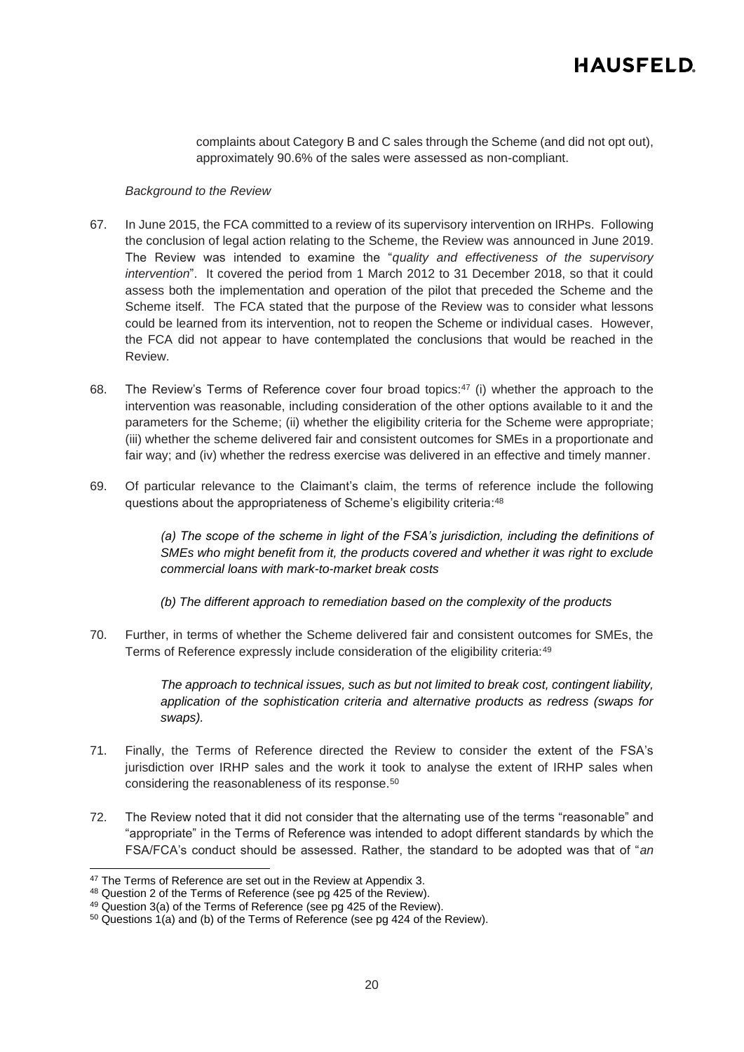complaints about Category B and C sales through the Scheme (and did not opt out), approximately 90.6% of the sales were assessed as non-compliant.

*Background to the Review*

67. In June 2015, the FCA committed to a review of its supervisory intervention on IRHPs. Following the conclusion of legal action relating to the Scheme, the Review was announced in June 2019. The Review was intended to examine the "*quality and effectiveness of the supervisory intervention*". It covered the period from 1 March 2012 to 31 December 2018, so that it could assess both the implementation and operation of the pilot that preceded the Scheme and the Scheme itself. The FCA stated that the purpose of the Review was to consider what lessons could be learned from its intervention, not to reopen the Scheme or individual cases. However, the FCA did not appear to have contemplated the conclusions that would be reached in the Review.

68. The Review's Terms of Reference cover four broad topics:[47] (i) whether the approach to the intervention was reasonable, including consideration of the other options available to it and the parameters for the Scheme; (ii) whether the eligibility criteria for the Scheme were appropriate; (iii) whether the scheme delivered fair and consistent outcomes for SMEs in a proportionate and fair way; and (iv) whether the redress exercise was delivered in an effective and timely manner.

69. Of particular relevance to the Claimant's claim, the terms of reference include the following questions about the appropriateness of Scheme's eligibility criteria:[48]

> *(a) The scope of the scheme in light of the FSA's jurisdiction, including the definitions of SMEs who might benefit from it, the products covered and whether it was right to exclude commercial loans with mark-to-market break costs*
>
> *(b) The different approach to remediation based on the complexity of the products*

70. Further, in terms of whether the Scheme delivered fair and consistent outcomes for SMEs, the Terms of Reference expressly include consideration of the eligibility criteria:[49]

> *The approach to technical issues, such as but not limited to break cost, contingent liability, application of the sophistication criteria and alternative products as redress (swaps for swaps).*

71. Finally, the Terms of Reference directed the Review to consider the extent of the FSA's jurisdiction over IRHP sales and the work it took to analyse the extent of IRHP sales when considering the reasonableness of its response.[50]

72. The Review noted that it did not consider that the alternating use of the terms "reasonable" and "appropriate" in the Terms of Reference was intended to adopt different standards by which the FSA/FCA's conduct should be assessed. Rather, the standard to be adopted was that of "*an*

---

[47] The Terms of Reference are set out in the Review at Appendix 3.

[48] Question 2 of the Terms of Reference (see pg 425 of the Review).

[49] Question 3(a) of the Terms of Reference (see pg 425 of the Review).

[50] Questions 1(a) and (b) of the Terms of Reference (see pg 424 of the Review).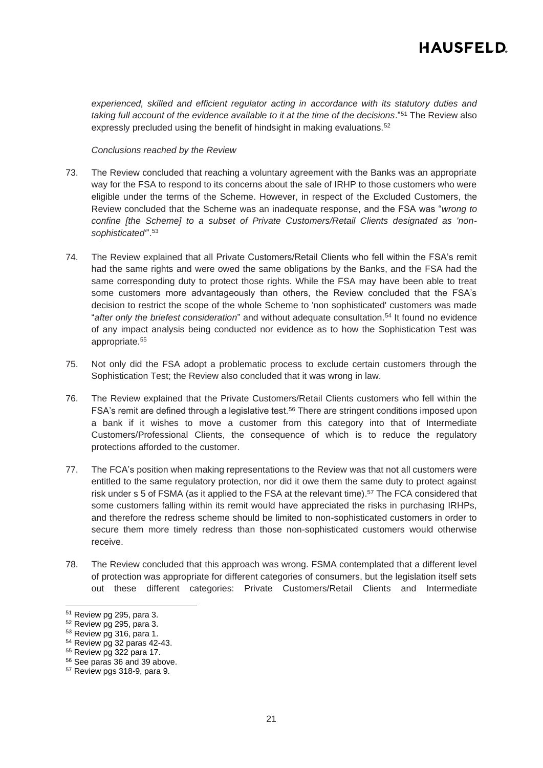*experienced, skilled and efficient regulator acting in accordance with its statutory duties and taking full account of the evidence available to it at the time of the decisions*."[51] The Review also expressly precluded using the benefit of hindsight in making evaluations.[52]

*Conclusions reached by the Review*

73. The Review concluded that reaching a voluntary agreement with the Banks was an appropriate way for the FSA to respond to its concerns about the sale of IRHP to those customers who were eligible under the terms of the Scheme. However, in respect of the Excluded Customers, the Review concluded that the Scheme was an inadequate response, and the FSA was "*wrong to confine [the Scheme] to a subset of Private Customers/Retail Clients designated as 'non-sophisticated'*".[53]

74. The Review explained that all Private Customers/Retail Clients who fell within the FSA's remit had the same rights and were owed the same obligations by the Banks, and the FSA had the same corresponding duty to protect those rights. While the FSA may have been able to treat some customers more advantageously than others, the Review concluded that the FSA's decision to restrict the scope of the whole Scheme to 'non sophisticated' customers was made "*after only the briefest consideration*" and without adequate consultation.[54] It found no evidence of any impact analysis being conducted nor evidence as to how the Sophistication Test was appropriate.[55]

75. Not only did the FSA adopt a problematic process to exclude certain customers through the Sophistication Test; the Review also concluded that it was wrong in law.

76. The Review explained that the Private Customers/Retail Clients customers who fell within the FSA's remit are defined through a legislative test.[56] There are stringent conditions imposed upon a bank if it wishes to move a customer from this category into that of Intermediate Customers/Professional Clients, the consequence of which is to reduce the regulatory protections afforded to the customer.

77. The FCA's position when making representations to the Review was that not all customers were entitled to the same regulatory protection, nor did it owe them the same duty to protect against risk under s 5 of FSMA (as it applied to the FSA at the relevant time).[57] The FCA considered that some customers falling within its remit would have appreciated the risks in purchasing IRHPs, and therefore the redress scheme should be limited to non-sophisticated customers in order to secure them more timely redress than those non-sophisticated customers would otherwise receive.

78. The Review concluded that this approach was wrong. FSMA contemplated that a different level of protection was appropriate for different categories of consumers, but the legislation itself sets out these different categories: Private Customers/Retail Clients and Intermediate

---

[51] Review pg 295, para 3.

[52] Review pg 295, para 3.

[53] Review pg 316, para 1.

[54] Review pg 32 paras 42-43.

[55] Review pg 322 para 17.

[56] See paras 36 and 39 above.

[57] Review pgs 318-9, para 9.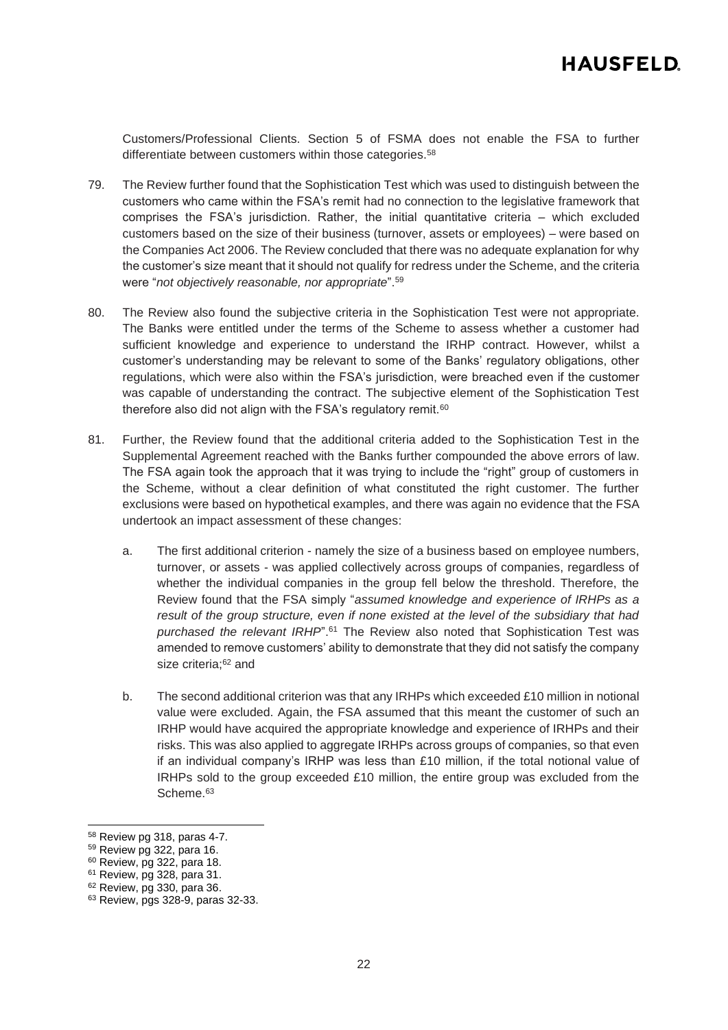Customers/Professional Clients. Section 5 of FSMA does not enable the FSA to further differentiate between customers within those categories.[58]

79. The Review further found that the Sophistication Test which was used to distinguish between the customers who came within the FSA's remit had no connection to the legislative framework that comprises the FSA's jurisdiction. Rather, the initial quantitative criteria – which excluded customers based on the size of their business (turnover, assets or employees) – were based on the Companies Act 2006. The Review concluded that there was no adequate explanation for why the customer's size meant that it should not qualify for redress under the Scheme, and the criteria were "*not objectively reasonable, nor appropriate*".[59]

80. The Review also found the subjective criteria in the Sophistication Test were not appropriate. The Banks were entitled under the terms of the Scheme to assess whether a customer had sufficient knowledge and experience to understand the IRHP contract. However, whilst a customer's understanding may be relevant to some of the Banks' regulatory obligations, other regulations, which were also within the FSA's jurisdiction, were breached even if the customer was capable of understanding the contract. The subjective element of the Sophistication Test therefore also did not align with the FSA's regulatory remit.[60]

81. Further, the Review found that the additional criteria added to the Sophistication Test in the Supplemental Agreement reached with the Banks further compounded the above errors of law. The FSA again took the approach that it was trying to include the "right" group of customers in the Scheme, without a clear definition of what constituted the right customer. The further exclusions were based on hypothetical examples, and there was again no evidence that the FSA undertook an impact assessment of these changes:

    a. The first additional criterion - namely the size of a business based on employee numbers, turnover, or assets - was applied collectively across groups of companies, regardless of whether the individual companies in the group fell below the threshold. Therefore, the Review found that the FSA simply "*assumed knowledge and experience of IRHPs as a result of the group structure, even if none existed at the level of the subsidiary that had purchased the relevant IRHP*".[61] The Review also noted that Sophistication Test was amended to remove customers' ability to demonstrate that they did not satisfy the company size criteria;[62] and

    b. The second additional criterion was that any IRHPs which exceeded £10 million in notional value were excluded. Again, the FSA assumed that this meant the customer of such an IRHP would have acquired the appropriate knowledge and experience of IRHPs and their risks. This was also applied to aggregate IRHPs across groups of companies, so that even if an individual company's IRHP was less than £10 million, if the total notional value of IRHPs sold to the group exceeded £10 million, the entire group was excluded from the Scheme.[63]

---

[58] Review pg 318, paras 4-7.

[59] Review pg 322, para 16.

[60] Review, pg 322, para 18.

[61] Review, pg 328, para 31.

[62] Review, pg 330, para 36.

[63] Review, pgs 328-9, paras 32-33.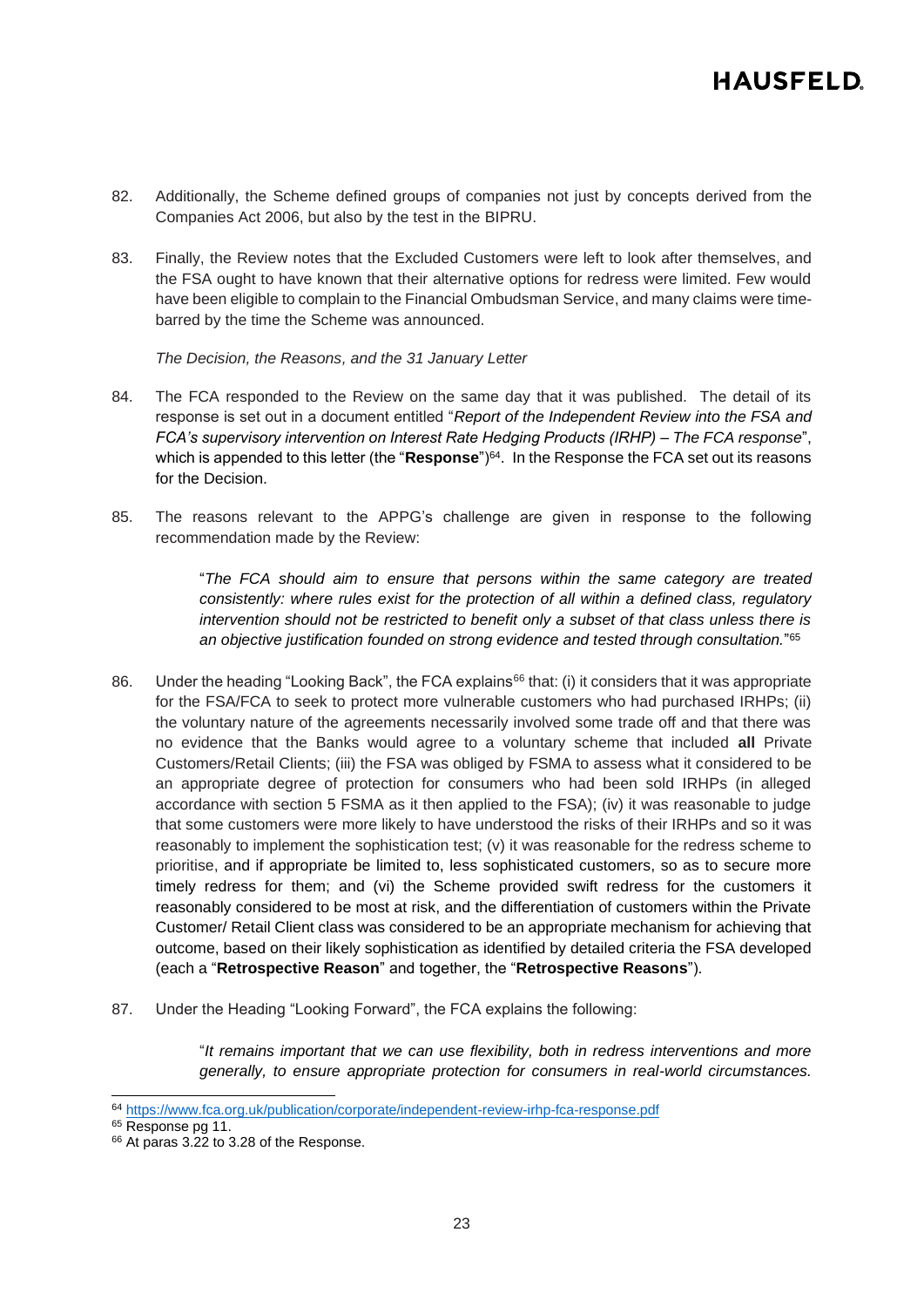82. Additionally, the Scheme defined groups of companies not just by concepts derived from the Companies Act 2006, but also by the test in the BIPRU.

83. Finally, the Review notes that the Excluded Customers were left to look after themselves, and the FSA ought to have known that their alternative options for redress were limited. Few would have been eligible to complain to the Financial Ombudsman Service, and many claims were time-barred by the time the Scheme was announced.

*The Decision, the Reasons, and the 31 January Letter*

84. The FCA responded to the Review on the same day that it was published. The detail of its response is set out in a document entitled "*Report of the Independent Review into the FSA and FCA's supervisory intervention on Interest Rate Hedging Products (IRHP) – The FCA response*", which is appended to this letter (the "**Response**")[64]. In the Response the FCA set out its reasons for the Decision.

85. The reasons relevant to the APPG's challenge are given in response to the following recommendation made by the Review:

> "*The FCA should aim to ensure that persons within the same category are treated consistently: where rules exist for the protection of all within a defined class, regulatory intervention should not be restricted to benefit only a subset of that class unless there is an objective justification founded on strong evidence and tested through consultation.*"[65]

86. Under the heading "Looking Back", the FCA explains[66] that: (i) it considers that it was appropriate for the FSA/FCA to seek to protect more vulnerable customers who had purchased IRHPs; (ii) the voluntary nature of the agreements necessarily involved some trade off and that there was no evidence that the Banks would agree to a voluntary scheme that included **all** Private Customers/Retail Clients; (iii) the FSA was obliged by FSMA to assess what it considered to be an appropriate degree of protection for consumers who had been sold IRHPs (in alleged accordance with section 5 FSMA as it then applied to the FSA); (iv) it was reasonable to judge that some customers were more likely to have understood the risks of their IRHPs and so it was reasonably to implement the sophistication test; (v) it was reasonable for the redress scheme to prioritise, and if appropriate be limited to, less sophisticated customers, so as to secure more timely redress for them; and (vi) the Scheme provided swift redress for the customers it reasonably considered to be most at risk, and the differentiation of customers within the Private Customer/ Retail Client class was considered to be an appropriate mechanism for achieving that outcome, based on their likely sophistication as identified by detailed criteria the FSA developed (each a "**Retrospective Reason**" and together, the "**Retrospective Reasons**").

87. Under the Heading "Looking Forward", the FCA explains the following:

> "*It remains important that we can use flexibility, both in redress interventions and more generally, to ensure appropriate protection for consumers in real-world circumstances.*

---

[64] https://www.fca.org.uk/publication/corporate/independent-review-irhp-fca-response.pdf

[65] Response pg 11.

[66] At paras 3.22 to 3.28 of the Response.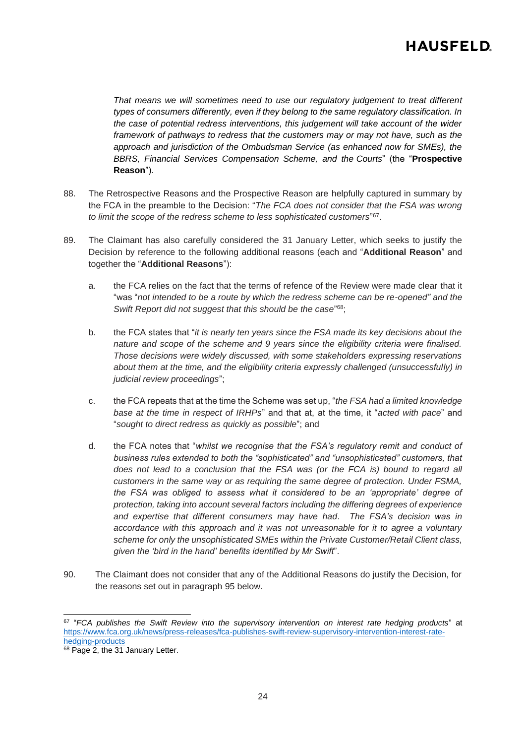*That means we will sometimes need to use our regulatory judgement to treat different types of consumers differently, even if they belong to the same regulatory classification. In the case of potential redress interventions, this judgement will take account of the wider framework of pathways to redress that the customers may or may not have, such as the approach and jurisdiction of the Ombudsman Service (as enhanced now for SMEs), the BBRS, Financial Services Compensation Scheme, and the Courts*" (the "**Prospective Reason**").

88. The Retrospective Reasons and the Prospective Reason are helpfully captured in summary by the FCA in the preamble to the Decision: "*The FCA does not consider that the FSA was wrong to limit the scope of the redress scheme to less sophisticated customers*"[67].

89. The Claimant has also carefully considered the 31 January Letter, which seeks to justify the Decision by reference to the following additional reasons (each and "**Additional Reason**" and together the "**Additional Reasons**"):

   a. the FCA relies on the fact that the terms of refence of the Review were made clear that it "was "*not intended to be a route by which the redress scheme can be re-opened" and the Swift Report did not suggest that this should be the case*"[68];

   b. the FCA states that "*it is nearly ten years since the FSA made its key decisions about the nature and scope of the scheme and 9 years since the eligibility criteria were finalised. Those decisions were widely discussed, with some stakeholders expressing reservations about them at the time, and the eligibility criteria expressly challenged (unsuccessfully) in judicial review proceedings*";

   c. the FCA repeats that at the time the Scheme was set up, "*the FSA had a limited knowledge base at the time in respect of IRHPs*" and that at, at the time, it "*acted with pace*" and "*sought to direct redress as quickly as possible*"; and

   d. the FCA notes that "*whilst we recognise that the FSA's regulatory remit and conduct of business rules extended to both the "sophisticated" and "unsophisticated" customers, that does not lead to a conclusion that the FSA was (or the FCA is) bound to regard all customers in the same way or as requiring the same degree of protection. Under FSMA, the FSA was obliged to assess what it considered to be an 'appropriate' degree of protection, taking into account several factors including the differing degrees of experience and expertise that different consumers may have had. The FSA's decision was in accordance with this approach and it was not unreasonable for it to agree a voluntary scheme for only the unsophisticated SMEs within the Private Customer/Retail Client class, given the 'bird in the hand' benefits identified by Mr Swift*".

90. The Claimant does not consider that any of the Additional Reasons do justify the Decision, for the reasons set out in paragraph 95 below.

---

[67] "*FCA publishes the Swift Review into the supervisory intervention on interest rate hedging products*" at https://www.fca.org.uk/news/press-releases/fca-publishes-swift-review-supervisory-intervention-interest-rate-hedging-products

[68] Page 2, the 31 January Letter.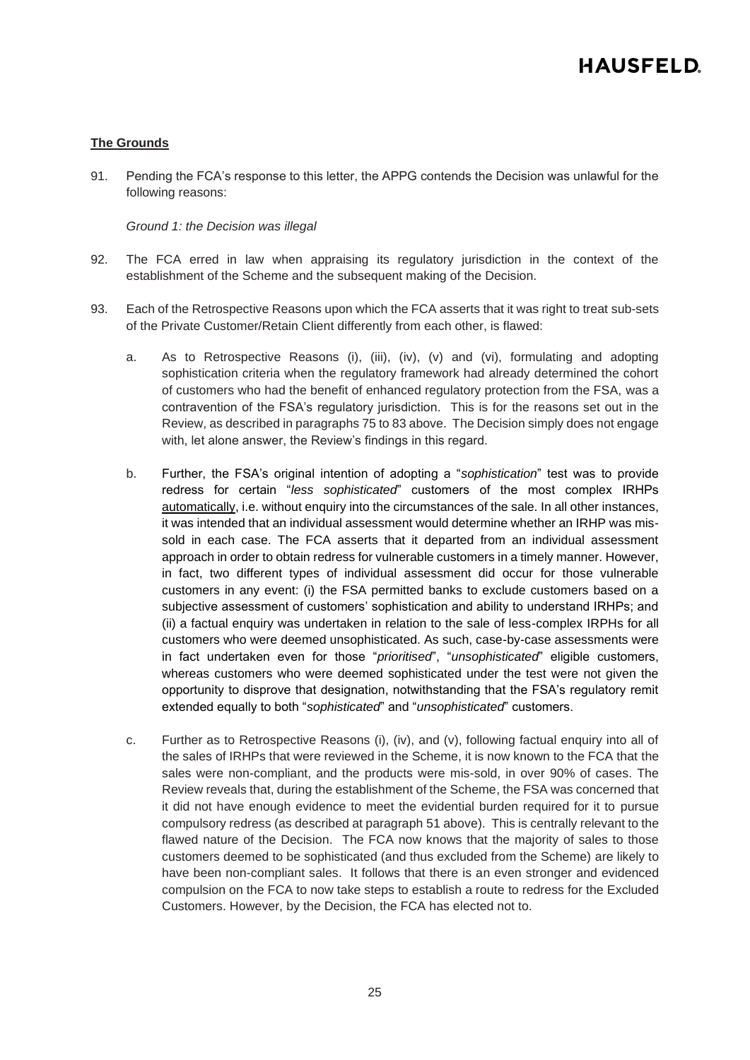**The Grounds**

91. Pending the FCA's response to this letter, the APPG contends the Decision was unlawful for the following reasons:

    *Ground 1: the Decision was illegal*

92. The FCA erred in law when appraising its regulatory jurisdiction in the context of the establishment of the Scheme and the subsequent making of the Decision.

93. Each of the Retrospective Reasons upon which the FCA asserts that it was right to treat sub-sets of the Private Customer/Retain Client differently from each other, is flawed:

    a. As to Retrospective Reasons (i), (iii), (iv), (v) and (vi), formulating and adopting sophistication criteria when the regulatory framework had already determined the cohort of customers who had the benefit of enhanced regulatory protection from the FSA, was a contravention of the FSA's regulatory jurisdiction. This is for the reasons set out in the Review, as described in paragraphs 75 to 83 above. The Decision simply does not engage with, let alone answer, the Review's findings in this regard.

    b. Further, the FSA's original intention of adopting a "*sophistication*" test was to provide redress for certain "*less sophisticated*" customers of the most complex IRHPs <u>automatically</u>, i.e. without enquiry into the circumstances of the sale. In all other instances, it was intended that an individual assessment would determine whether an IRHP was mis-sold in each case. The FCA asserts that it departed from an individual assessment approach in order to obtain redress for vulnerable customers in a timely manner. However, in fact, two different types of individual assessment did occur for those vulnerable customers in any event: (i) the FSA permitted banks to exclude customers based on a subjective assessment of customers' sophistication and ability to understand IRHPs; and (ii) a factual enquiry was undertaken in relation to the sale of less-complex IRPHs for all customers who were deemed unsophisticated. As such, case-by-case assessments were in fact undertaken even for those "*prioritised*", "*unsophisticated*" eligible customers, whereas customers who were deemed sophisticated under the test were not given the opportunity to disprove that designation, notwithstanding that the FSA's regulatory remit extended equally to both "*sophisticated*" and "*unsophisticated*" customers.

    c. Further as to Retrospective Reasons (i), (iv), and (v), following factual enquiry into all of the sales of IRHPs that were reviewed in the Scheme, it is now known to the FCA that the sales were non-compliant, and the products were mis-sold, in over 90% of cases. The Review reveals that, during the establishment of the Scheme, the FSA was concerned that it did not have enough evidence to meet the evidential burden required for it to pursue compulsory redress (as described at paragraph 51 above). This is centrally relevant to the flawed nature of the Decision. The FCA now knows that the majority of sales to those customers deemed to be sophisticated (and thus excluded from the Scheme) are likely to have been non-compliant sales. It follows that there is an even stronger and evidenced compulsion on the FCA to now take steps to establish a route to redress for the Excluded Customers. However, by the Decision, the FCA has elected not to.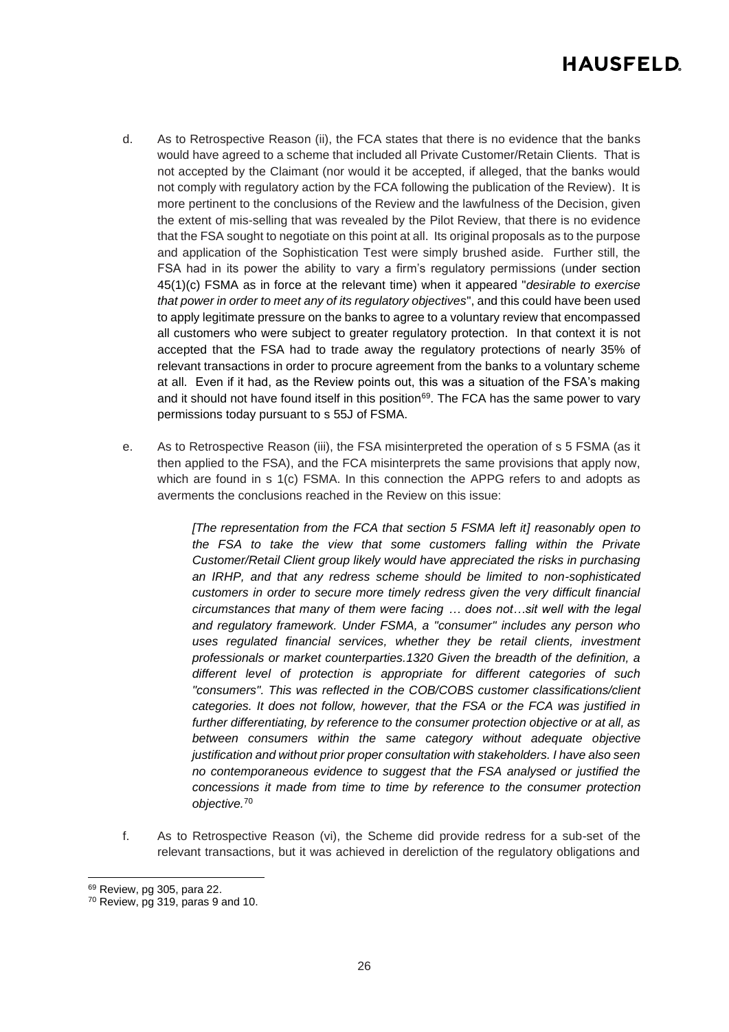d. As to Retrospective Reason (ii), the FCA states that there is no evidence that the banks would have agreed to a scheme that included all Private Customer/Retain Clients. That is not accepted by the Claimant (nor would it be accepted, if alleged, that the banks would not comply with regulatory action by the FCA following the publication of the Review). It is more pertinent to the conclusions of the Review and the lawfulness of the Decision, given the extent of mis-selling that was revealed by the Pilot Review, that there is no evidence that the FSA sought to negotiate on this point at all. Its original proposals as to the purpose and application of the Sophistication Test were simply brushed aside. Further still, the FSA had in its power the ability to vary a firm's regulatory permissions (under section 45(1)(c) FSMA as in force at the relevant time) when it appeared "*desirable to exercise that power in order to meet any of its regulatory objectives*", and this could have been used to apply legitimate pressure on the banks to agree to a voluntary review that encompassed all customers who were subject to greater regulatory protection. In that context it is not accepted that the FSA had to trade away the regulatory protections of nearly 35% of relevant transactions in order to procure agreement from the banks to a voluntary scheme at all. Even if it had, as the Review points out, this was a situation of the FSA's making and it should not have found itself in this position[69]. The FCA has the same power to vary permissions today pursuant to s 55J of FSMA.

e. As to Retrospective Reason (iii), the FSA misinterpreted the operation of s 5 FSMA (as it then applied to the FSA), and the FCA misinterprets the same provisions that apply now, which are found in s 1(c) FSMA. In this connection the APPG refers to and adopts as averments the conclusions reached in the Review on this issue:

> *[The representation from the FCA that section 5 FSMA left it] reasonably open to the FSA to take the view that some customers falling within the Private Customer/Retail Client group likely would have appreciated the risks in purchasing an IRHP, and that any redress scheme should be limited to non-sophisticated customers in order to secure more timely redress given the very difficult financial circumstances that many of them were facing … does not…sit well with the legal and regulatory framework. Under FSMA, a "consumer" includes any person who uses regulated financial services, whether they be retail clients, investment professionals or market counterparties.1320 Given the breadth of the definition, a different level of protection is appropriate for different categories of such "consumers". This was reflected in the COB/COBS customer classifications/client categories. It does not follow, however, that the FSA or the FCA was justified in further differentiating, by reference to the consumer protection objective or at all, as between consumers within the same category without adequate objective justification and without prior proper consultation with stakeholders. I have also seen no contemporaneous evidence to suggest that the FSA analysed or justified the concessions it made from time to time by reference to the consumer protection objective.*[70]

f. As to Retrospective Reason (vi), the Scheme did provide redress for a sub-set of the relevant transactions, but it was achieved in dereliction of the regulatory obligations and

---

[69] Review, pg 305, para 22.

[70] Review, pg 319, paras 9 and 10.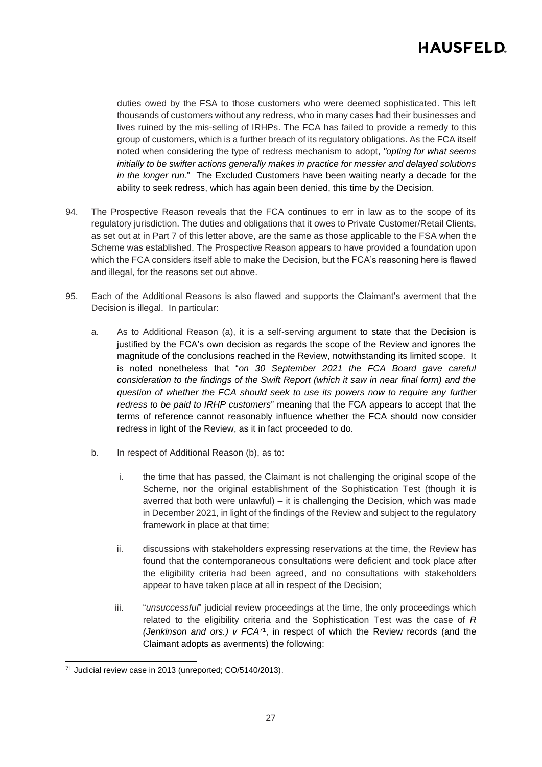duties owed by the FSA to those customers who were deemed sophisticated. This left thousands of customers without any redress, who in many cases had their businesses and lives ruined by the mis-selling of IRHPs. The FCA has failed to provide a remedy to this group of customers, which is a further breach of its regulatory obligations. As the FCA itself noted when considering the type of redress mechanism to adopt, *"opting for what seems initially to be swifter actions generally makes in practice for messier and delayed solutions in the longer run.*" The Excluded Customers have been waiting nearly a decade for the ability to seek redress, which has again been denied, this time by the Decision.

94. The Prospective Reason reveals that the FCA continues to err in law as to the scope of its regulatory jurisdiction. The duties and obligations that it owes to Private Customer/Retail Clients, as set out at in Part 7 of this letter above, are the same as those applicable to the FSA when the Scheme was established. The Prospective Reason appears to have provided a foundation upon which the FCA considers itself able to make the Decision, but the FCA's reasoning here is flawed and illegal, for the reasons set out above.

95. Each of the Additional Reasons is also flawed and supports the Claimant's averment that the Decision is illegal. In particular:

    a. As to Additional Reason (a), it is a self-serving argument to state that the Decision is justified by the FCA's own decision as regards the scope of the Review and ignores the magnitude of the conclusions reached in the Review, notwithstanding its limited scope. It is noted nonetheless that "*on 30 September 2021 the FCA Board gave careful consideration to the findings of the Swift Report (which it saw in near final form) and the question of whether the FCA should seek to use its powers now to require any further redress to be paid to IRHP customers*" meaning that the FCA appears to accept that the terms of reference cannot reasonably influence whether the FCA should now consider redress in light of the Review, as it in fact proceeded to do.

    b. In respect of Additional Reason (b), as to:

        i. the time that has passed, the Claimant is not challenging the original scope of the Scheme, nor the original establishment of the Sophistication Test (though it is averred that both were unlawful) – it is challenging the Decision, which was made in December 2021, in light of the findings of the Review and subject to the regulatory framework in place at that time;

        ii. discussions with stakeholders expressing reservations at the time, the Review has found that the contemporaneous consultations were deficient and took place after the eligibility criteria had been agreed, and no consultations with stakeholders appear to have taken place at all in respect of the Decision;

        iii. "*unsuccessful*" judicial review proceedings at the time, the only proceedings which related to the eligibility criteria and the Sophistication Test was the case of *R (Jenkinson and ors.) v FCA*[71], in respect of which the Review records (and the Claimant adopts as averments) the following:

[71] Judicial review case in 2013 (unreported; CO/5140/2013).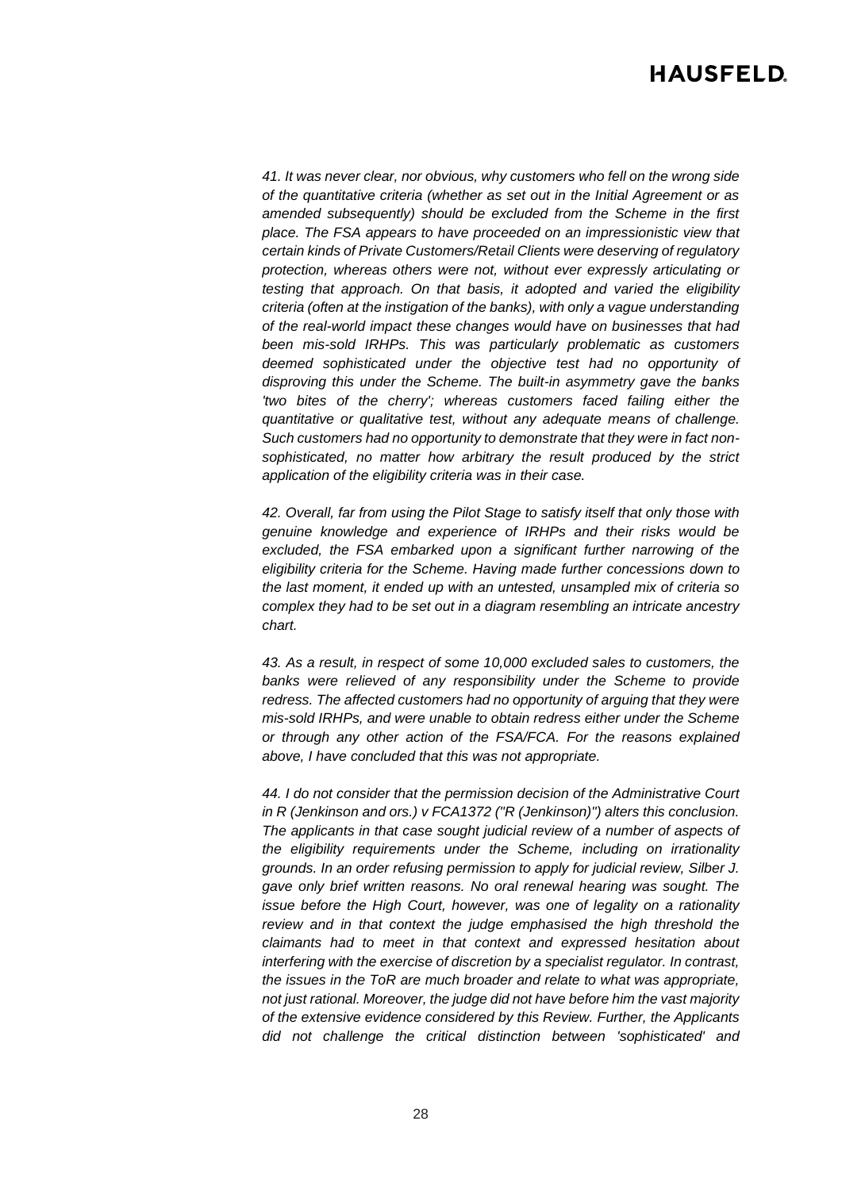*41. It was never clear, nor obvious, why customers who fell on the wrong side of the quantitative criteria (whether as set out in the Initial Agreement or as amended subsequently) should be excluded from the Scheme in the first place. The FSA appears to have proceeded on an impressionistic view that certain kinds of Private Customers/Retail Clients were deserving of regulatory protection, whereas others were not, without ever expressly articulating or testing that approach. On that basis, it adopted and varied the eligibility criteria (often at the instigation of the banks), with only a vague understanding of the real-world impact these changes would have on businesses that had been mis-sold IRHPs. This was particularly problematic as customers deemed sophisticated under the objective test had no opportunity of disproving this under the Scheme. The built-in asymmetry gave the banks 'two bites of the cherry'; whereas customers faced failing either the quantitative or qualitative test, without any adequate means of challenge. Such customers had no opportunity to demonstrate that they were in fact non-sophisticated, no matter how arbitrary the result produced by the strict application of the eligibility criteria was in their case.*

*42. Overall, far from using the Pilot Stage to satisfy itself that only those with genuine knowledge and experience of IRHPs and their risks would be excluded, the FSA embarked upon a significant further narrowing of the eligibility criteria for the Scheme. Having made further concessions down to the last moment, it ended up with an untested, unsampled mix of criteria so complex they had to be set out in a diagram resembling an intricate ancestry chart.*

*43. As a result, in respect of some 10,000 excluded sales to customers, the banks were relieved of any responsibility under the Scheme to provide redress. The affected customers had no opportunity of arguing that they were mis-sold IRHPs, and were unable to obtain redress either under the Scheme or through any other action of the FSA/FCA. For the reasons explained above, I have concluded that this was not appropriate.*

*44. I do not consider that the permission decision of the Administrative Court in R (Jenkinson and ors.) v FCA1372 ("R (Jenkinson)") alters this conclusion. The applicants in that case sought judicial review of a number of aspects of the eligibility requirements under the Scheme, including on irrationality grounds. In an order refusing permission to apply for judicial review, Silber J. gave only brief written reasons. No oral renewal hearing was sought. The issue before the High Court, however, was one of legality on a rationality review and in that context the judge emphasised the high threshold the claimants had to meet in that context and expressed hesitation about interfering with the exercise of discretion by a specialist regulator. In contrast, the issues in the ToR are much broader and relate to what was appropriate, not just rational. Moreover, the judge did not have before him the vast majority of the extensive evidence considered by this Review. Further, the Applicants did not challenge the critical distinction between 'sophisticated' and*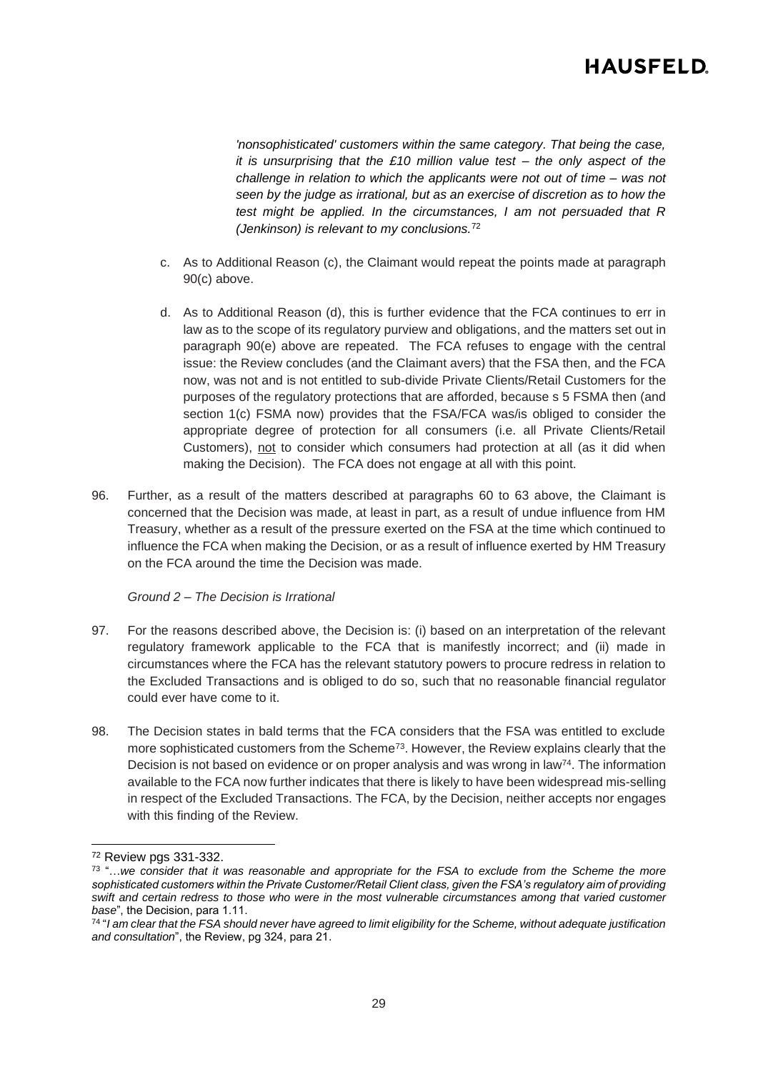*'nonsophisticated' customers within the same category. That being the case, it is unsurprising that the £10 million value test – the only aspect of the challenge in relation to which the applicants were not out of time – was not seen by the judge as irrational, but as an exercise of discretion as to how the test might be applied. In the circumstances, I am not persuaded that R (Jenkinson) is relevant to my conclusions.*[72]

c. As to Additional Reason (c), the Claimant would repeat the points made at paragraph 90(c) above.

d. As to Additional Reason (d), this is further evidence that the FCA continues to err in law as to the scope of its regulatory purview and obligations, and the matters set out in paragraph 90(e) above are repeated. The FCA refuses to engage with the central issue: the Review concludes (and the Claimant avers) that the FSA then, and the FCA now, was not and is not entitled to sub-divide Private Clients/Retail Customers for the purposes of the regulatory protections that are afforded, because s 5 FSMA then (and section 1(c) FSMA now) provides that the FSA/FCA was/is obliged to consider the appropriate degree of protection for all consumers (i.e. all Private Clients/Retail Customers), <u>not</u> to consider which consumers had protection at all (as it did when making the Decision). The FCA does not engage at all with this point.

96. Further, as a result of the matters described at paragraphs 60 to 63 above, the Claimant is concerned that the Decision was made, at least in part, as a result of undue influence from HM Treasury, whether as a result of the pressure exerted on the FSA at the time which continued to influence the FCA when making the Decision, or as a result of influence exerted by HM Treasury on the FCA around the time the Decision was made.

*Ground 2 – The Decision is Irrational*

97. For the reasons described above, the Decision is: (i) based on an interpretation of the relevant regulatory framework applicable to the FCA that is manifestly incorrect; and (ii) made in circumstances where the FCA has the relevant statutory powers to procure redress in relation to the Excluded Transactions and is obliged to do so, such that no reasonable financial regulator could ever have come to it.

98. The Decision states in bald terms that the FCA considers that the FSA was entitled to exclude more sophisticated customers from the Scheme[73]. However, the Review explains clearly that the Decision is not based on evidence or on proper analysis and was wrong in law[74]. The information available to the FCA now further indicates that there is likely to have been widespread mis-selling in respect of the Excluded Transactions. The FCA, by the Decision, neither accepts nor engages with this finding of the Review.

---

[72] Review pgs 331-332.

[73] "*…we consider that it was reasonable and appropriate for the FSA to exclude from the Scheme the more sophisticated customers within the Private Customer/Retail Client class, given the FSA's regulatory aim of providing swift and certain redress to those who were in the most vulnerable circumstances among that varied customer base*", the Decision, para 1.11.

[74] "*I am clear that the FSA should never have agreed to limit eligibility for the Scheme, without adequate justification and consultation*", the Review, pg 324, para 21.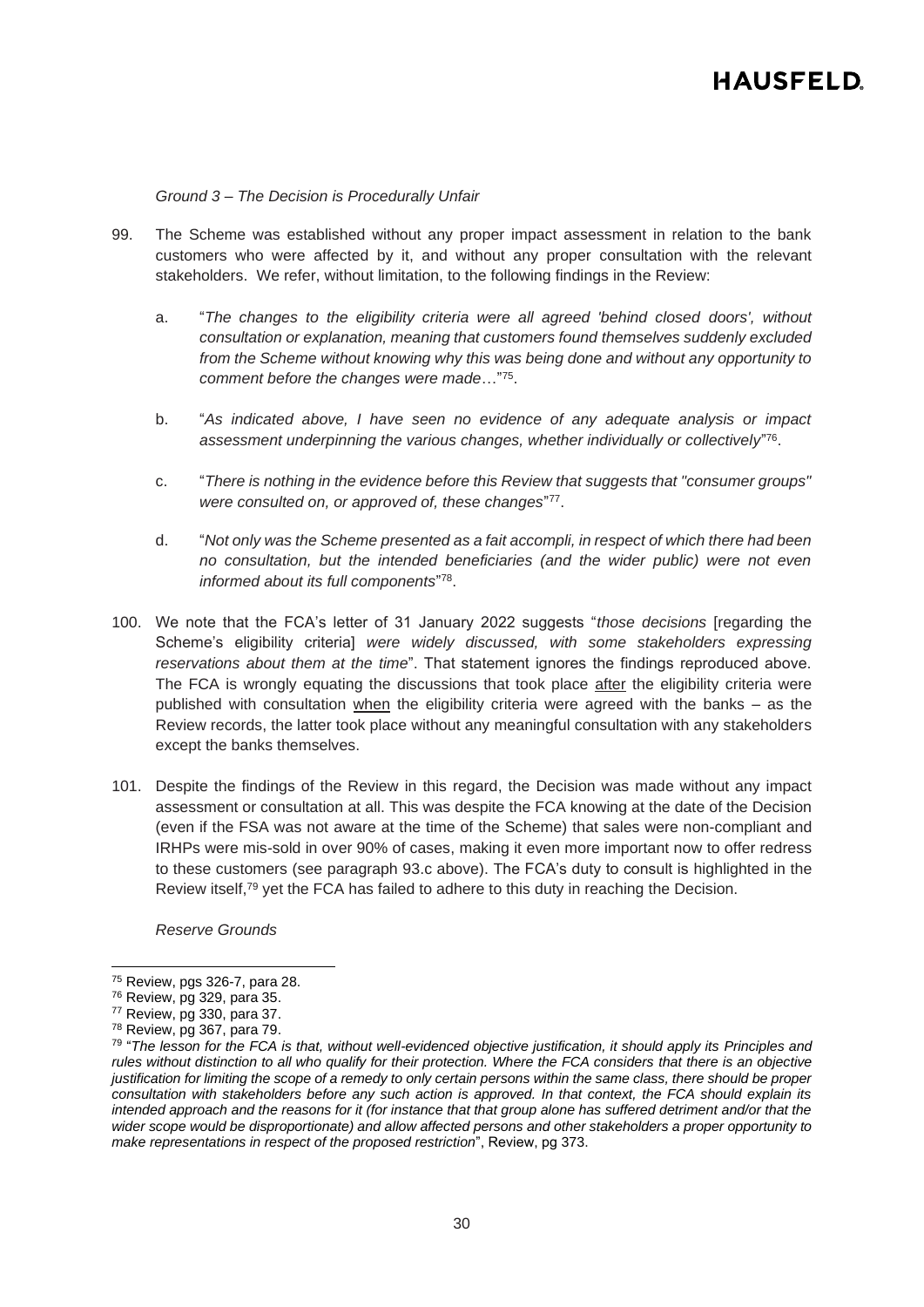*Ground 3 – The Decision is Procedurally Unfair*

99. The Scheme was established without any proper impact assessment in relation to the bank customers who were affected by it, and without any proper consultation with the relevant stakeholders. We refer, without limitation, to the following findings in the Review:

   a. "*The changes to the eligibility criteria were all agreed 'behind closed doors', without consultation or explanation, meaning that customers found themselves suddenly excluded from the Scheme without knowing why this was being done and without any opportunity to comment before the changes were made*…"[75].

   b. "*As indicated above, I have seen no evidence of any adequate analysis or impact assessment underpinning the various changes, whether individually or collectively*"[76].

   c. "*There is nothing in the evidence before this Review that suggests that "consumer groups" were consulted on, or approved of, these changes*"[77].

   d. "*Not only was the Scheme presented as a fait accompli, in respect of which there had been no consultation, but the intended beneficiaries (and the wider public) were not even informed about its full components*"[78].

100. We note that the FCA's letter of 31 January 2022 suggests "*those decisions* [regarding the Scheme's eligibility criteria] *were widely discussed, with some stakeholders expressing reservations about them at the time*". That statement ignores the findings reproduced above. The FCA is wrongly equating the discussions that took place <u>after</u> the eligibility criteria were published with consultation <u>when</u> the eligibility criteria were agreed with the banks – as the Review records, the latter took place without any meaningful consultation with any stakeholders except the banks themselves.

101. Despite the findings of the Review in this regard, the Decision was made without any impact assessment or consultation at all. This was despite the FCA knowing at the date of the Decision (even if the FSA was not aware at the time of the Scheme) that sales were non-compliant and IRHPs were mis-sold in over 90% of cases, making it even more important now to offer redress to these customers (see paragraph 93.c above). The FCA's duty to consult is highlighted in the Review itself,[79] yet the FCA has failed to adhere to this duty in reaching the Decision.

*Reserve Grounds*

---

[75] Review, pgs 326-7, para 28.

[76] Review, pg 329, para 35.

[77] Review, pg 330, para 37.

[78] Review, pg 367, para 79.

[79] "*The lesson for the FCA is that, without well-evidenced objective justification, it should apply its Principles and rules without distinction to all who qualify for their protection. Where the FCA considers that there is an objective justification for limiting the scope of a remedy to only certain persons within the same class, there should be proper consultation with stakeholders before any such action is approved. In that context, the FCA should explain its intended approach and the reasons for it (for instance that that group alone has suffered detriment and/or that the wider scope would be disproportionate) and allow affected persons and other stakeholders a proper opportunity to make representations in respect of the proposed restriction*", Review, pg 373.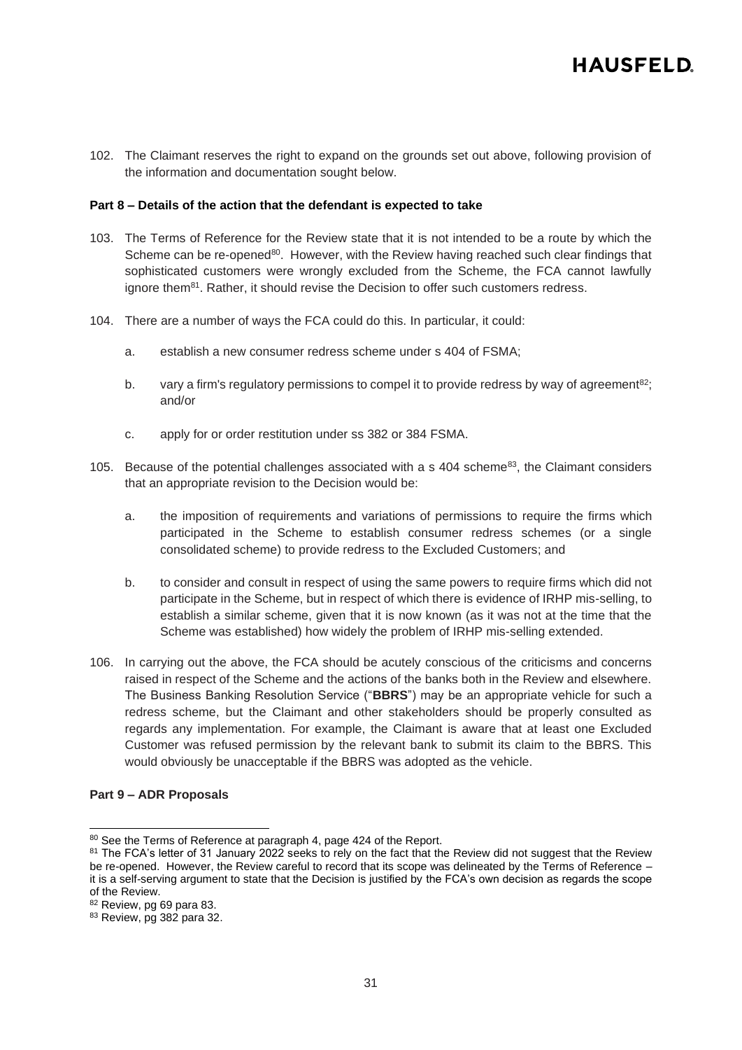102. The Claimant reserves the right to expand on the grounds set out above, following provision of the information and documentation sought below.

**Part 8 – Details of the action that the defendant is expected to take**

103. The Terms of Reference for the Review state that it is not intended to be a route by which the Scheme can be re-opened[80]. However, with the Review having reached such clear findings that sophisticated customers were wrongly excluded from the Scheme, the FCA cannot lawfully ignore them[81]. Rather, it should revise the Decision to offer such customers redress.

104. There are a number of ways the FCA could do this. In particular, it could:

    a. establish a new consumer redress scheme under s 404 of FSMA;

    b. vary a firm's regulatory permissions to compel it to provide redress by way of agreement[82]; and/or

    c. apply for or order restitution under ss 382 or 384 FSMA.

105. Because of the potential challenges associated with a s 404 scheme[83], the Claimant considers that an appropriate revision to the Decision would be:

    a. the imposition of requirements and variations of permissions to require the firms which participated in the Scheme to establish consumer redress schemes (or a single consolidated scheme) to provide redress to the Excluded Customers; and

    b. to consider and consult in respect of using the same powers to require firms which did not participate in the Scheme, but in respect of which there is evidence of IRHP mis-selling, to establish a similar scheme, given that it is now known (as it was not at the time that the Scheme was established) how widely the problem of IRHP mis-selling extended.

106. In carrying out the above, the FCA should be acutely conscious of the criticisms and concerns raised in respect of the Scheme and the actions of the banks both in the Review and elsewhere. The Business Banking Resolution Service ("**BBRS**") may be an appropriate vehicle for such a redress scheme, but the Claimant and other stakeholders should be properly consulted as regards any implementation. For example, the Claimant is aware that at least one Excluded Customer was refused permission by the relevant bank to submit its claim to the BBRS. This would obviously be unacceptable if the BBRS was adopted as the vehicle.

**Part 9 – ADR Proposals**

---

[80] See the Terms of Reference at paragraph 4, page 424 of the Report.

[81] The FCA's letter of 31 January 2022 seeks to rely on the fact that the Review did not suggest that the Review be re-opened. However, the Review careful to record that its scope was delineated by the Terms of Reference – it is a self-serving argument to state that the Decision is justified by the FCA's own decision as regards the scope of the Review.

[82] Review, pg 69 para 83.

[83] Review, pg 382 para 32.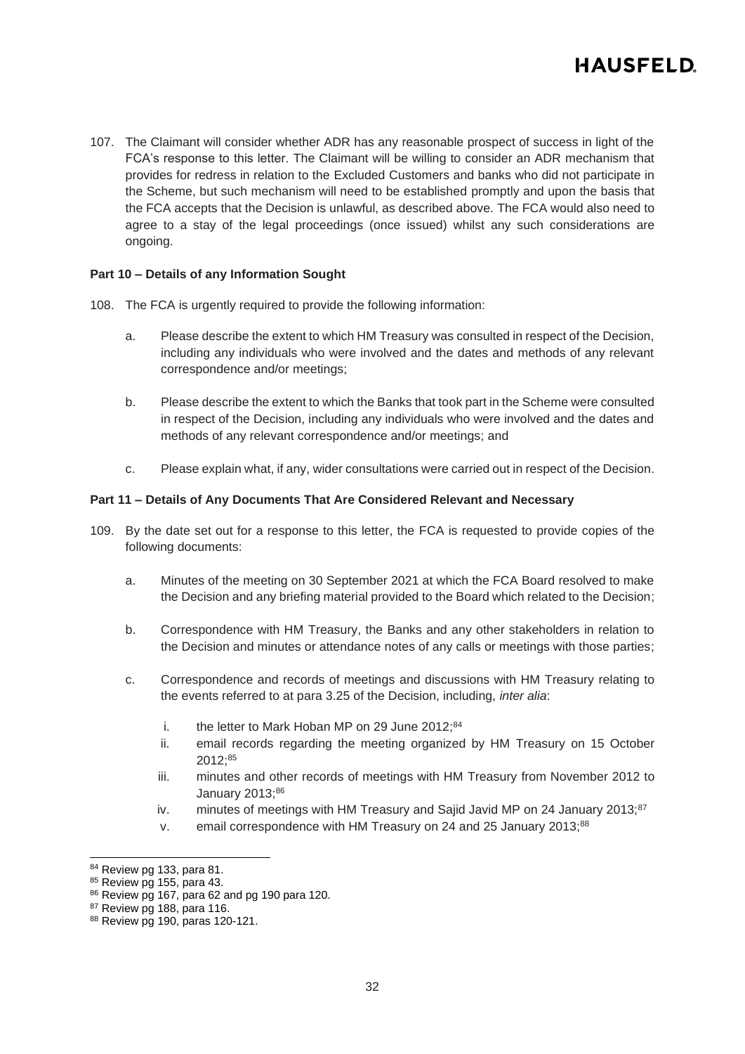107. The Claimant will consider whether ADR has any reasonable prospect of success in light of the FCA's response to this letter. The Claimant will be willing to consider an ADR mechanism that provides for redress in relation to the Excluded Customers and banks who did not participate in the Scheme, but such mechanism will need to be established promptly and upon the basis that the FCA accepts that the Decision is unlawful, as described above. The FCA would also need to agree to a stay of the legal proceedings (once issued) whilst any such considerations are ongoing.

**Part 10 – Details of any Information Sought**

108. The FCA is urgently required to provide the following information:

    a. Please describe the extent to which HM Treasury was consulted in respect of the Decision, including any individuals who were involved and the dates and methods of any relevant correspondence and/or meetings;

    b. Please describe the extent to which the Banks that took part in the Scheme were consulted in respect of the Decision, including any individuals who were involved and the dates and methods of any relevant correspondence and/or meetings; and

    c. Please explain what, if any, wider consultations were carried out in respect of the Decision.

**Part 11 – Details of Any Documents That Are Considered Relevant and Necessary**

109. By the date set out for a response to this letter, the FCA is requested to provide copies of the following documents:

    a. Minutes of the meeting on 30 September 2021 at which the FCA Board resolved to make the Decision and any briefing material provided to the Board which related to the Decision;

    b. Correspondence with HM Treasury, the Banks and any other stakeholders in relation to the Decision and minutes or attendance notes of any calls or meetings with those parties;

    c. Correspondence and records of meetings and discussions with HM Treasury relating to the events referred to at para 3.25 of the Decision, including, *inter alia*:

        i. the letter to Mark Hoban MP on 29 June 2012;[84]
        ii. email records regarding the meeting organized by HM Treasury on 15 October 2012;[85]
        iii. minutes and other records of meetings with HM Treasury from November 2012 to January 2013;[86]
        iv. minutes of meetings with HM Treasury and Sajid Javid MP on 24 January 2013;[87]
        v. email correspondence with HM Treasury on 24 and 25 January 2013;[88]

---

[84] Review pg 133, para 81.
[85] Review pg 155, para 43.
[86] Review pg 167, para 62 and pg 190 para 120.
[87] Review pg 188, para 116.
[88] Review pg 190, paras 120-121.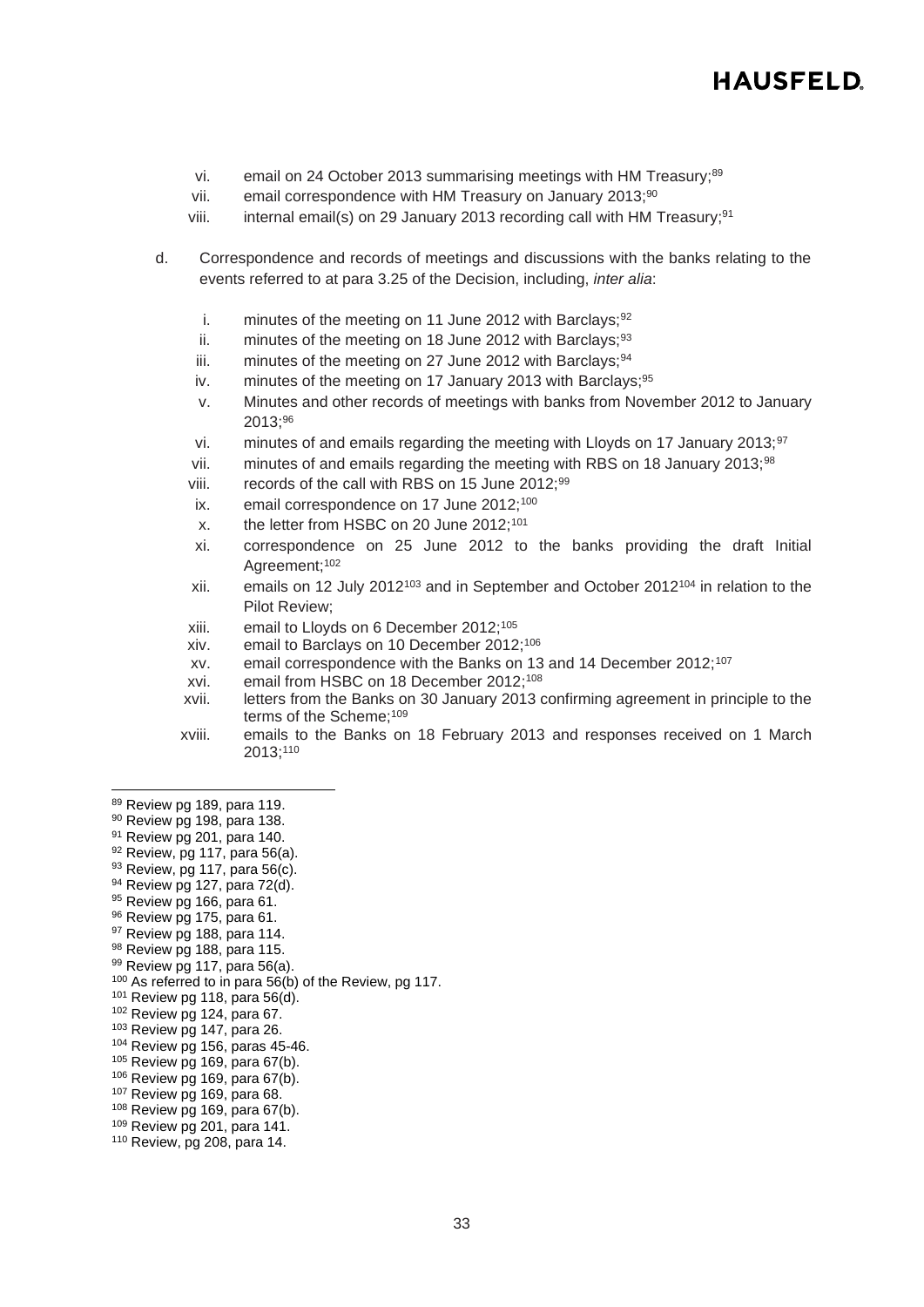vi. email on 24 October 2013 summarising meetings with HM Treasury;[89]

vii. email correspondence with HM Treasury on January 2013;[90]

viii. internal email(s) on 29 January 2013 recording call with HM Treasury;[91]

d. Correspondence and records of meetings and discussions with the banks relating to the events referred to at para 3.25 of the Decision, including, *inter alia*:

i. minutes of the meeting on 11 June 2012 with Barclays;[92]

ii. minutes of the meeting on 18 June 2012 with Barclays;[93]

iii. minutes of the meeting on 27 June 2012 with Barclays;[94]

iv. minutes of the meeting on 17 January 2013 with Barclays;[95]

v. Minutes and other records of meetings with banks from November 2012 to January 2013;[96]

vi. minutes of and emails regarding the meeting with Lloyds on 17 January 2013;[97]

vii. minutes of and emails regarding the meeting with RBS on 18 January 2013;[98]

viii. records of the call with RBS on 15 June 2012;[99]

ix. email correspondence on 17 June 2012;[100]

x. the letter from HSBC on 20 June 2012;[101]

xi. correspondence on 25 June 2012 to the banks providing the draft Initial Agreement;[102]

xii. emails on 12 July 2012[103] and in September and October 2012[104] in relation to the Pilot Review;

xiii. email to Lloyds on 6 December 2012;[105]

xiv. email to Barclays on 10 December 2012;[106]

xv. email correspondence with the Banks on 13 and 14 December 2012;[107]

xvi. email from HSBC on 18 December 2012;[108]

xvii. letters from the Banks on 30 January 2013 confirming agreement in principle to the terms of the Scheme;[109]

xviii. emails to the Banks on 18 February 2013 and responses received on 1 March 2013;[110]

---

[89] Review pg 189, para 119.
[90] Review pg 198, para 138.
[91] Review pg 201, para 140.
[92] Review, pg 117, para 56(a).
[93] Review, pg 117, para 56(c).
[94] Review pg 127, para 72(d).
[95] Review pg 166, para 61.
[96] Review pg 175, para 61.
[97] Review pg 188, para 114.
[98] Review pg 188, para 115.
[99] Review pg 117, para 56(a).
[100] As referred to in para 56(b) of the Review, pg 117.
[101] Review pg 118, para 56(d).
[102] Review pg 124, para 67.
[103] Review pg 147, para 26.
[104] Review pg 156, paras 45-46.
[105] Review pg 169, para 67(b).
[106] Review pg 169, para 67(b).
[107] Review pg 169, para 68.
[108] Review pg 169, para 67(b).
[109] Review pg 201, para 141.
[110] Review, pg 208, para 14.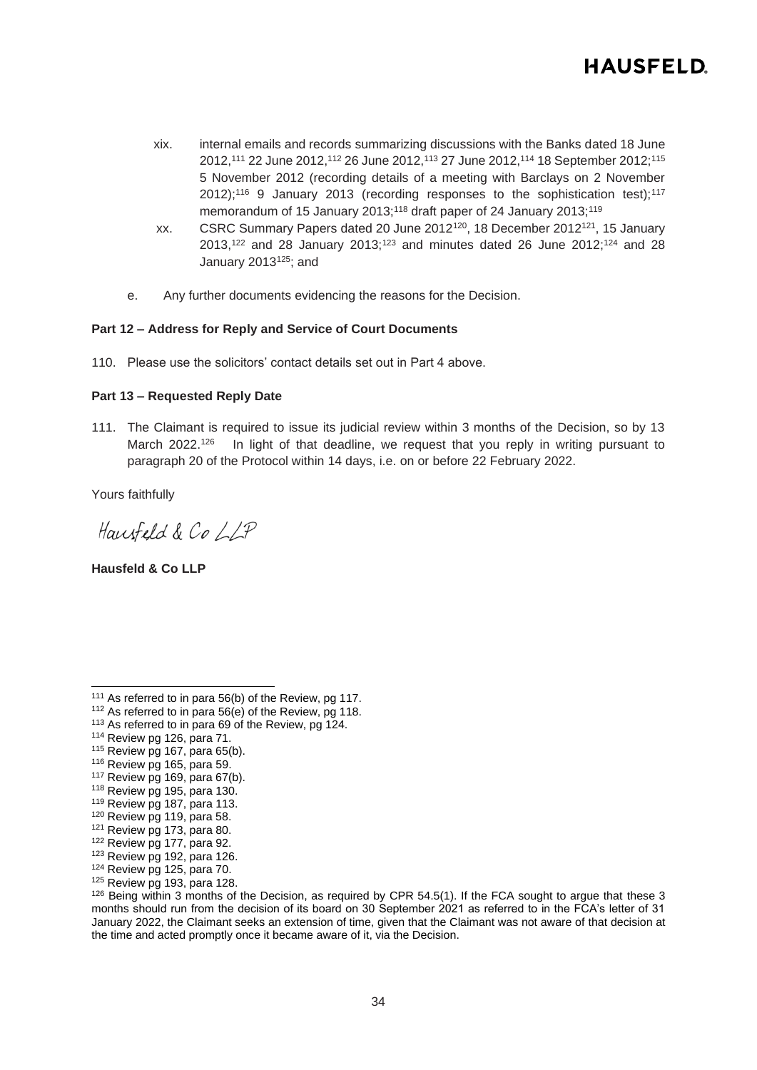xix. internal emails and records summarizing discussions with the Banks dated 18 June 2012,[111] 22 June 2012,[112] 26 June 2012,[113] 27 June 2012,[114] 18 September 2012;[115] 5 November 2012 (recording details of a meeting with Barclays on 2 November 2012);[116] 9 January 2013 (recording responses to the sophistication test);[117] memorandum of 15 January 2013;[118] draft paper of 24 January 2013;[119]

xx. CSRC Summary Papers dated 20 June 2012[120], 18 December 2012[121], 15 January 2013,[122] and 28 January 2013;[123] and minutes dated 26 June 2012;[124] and 28 January 2013[125]; and

e. Any further documents evidencing the reasons for the Decision.

**Part 12 – Address for Reply and Service of Court Documents**

110. Please use the solicitors' contact details set out in Part 4 above.

**Part 13 – Requested Reply Date**

111. The Claimant is required to issue its judicial review within 3 months of the Decision, so by 13 March 2022.[126] In light of that deadline, we request that you reply in writing pursuant to paragraph 20 of the Protocol within 14 days, i.e. on or before 22 February 2022.

Yours faithfully

Hausfeld & Co LLP

**Hausfeld & Co LLP**

---

[111] As referred to in para 56(b) of the Review, pg 117.

[112] As referred to in para 56(e) of the Review, pg 118.

[113] As referred to in para 69 of the Review, pg 124.

[114] Review pg 126, para 71.

[115] Review pg 167, para 65(b).

[116] Review pg 165, para 59.

[117] Review pg 169, para 67(b).

[118] Review pg 195, para 130.

[119] Review pg 187, para 113.

[120] Review pg 119, para 58.

[121] Review pg 173, para 80.

[122] Review pg 177, para 92.

[123] Review pg 192, para 126.

[124] Review pg 125, para 70.

[125] Review pg 193, para 128.

[126] Being within 3 months of the Decision, as required by CPR 54.5(1). If the FCA sought to argue that these 3 months should run from the decision of its board on 30 September 2021 as referred to in the FCA's letter of 31 January 2022, the Claimant seeks an extension of time, given that the Claimant was not aware of that decision at the time and acted promptly once it became aware of it, via the Decision.